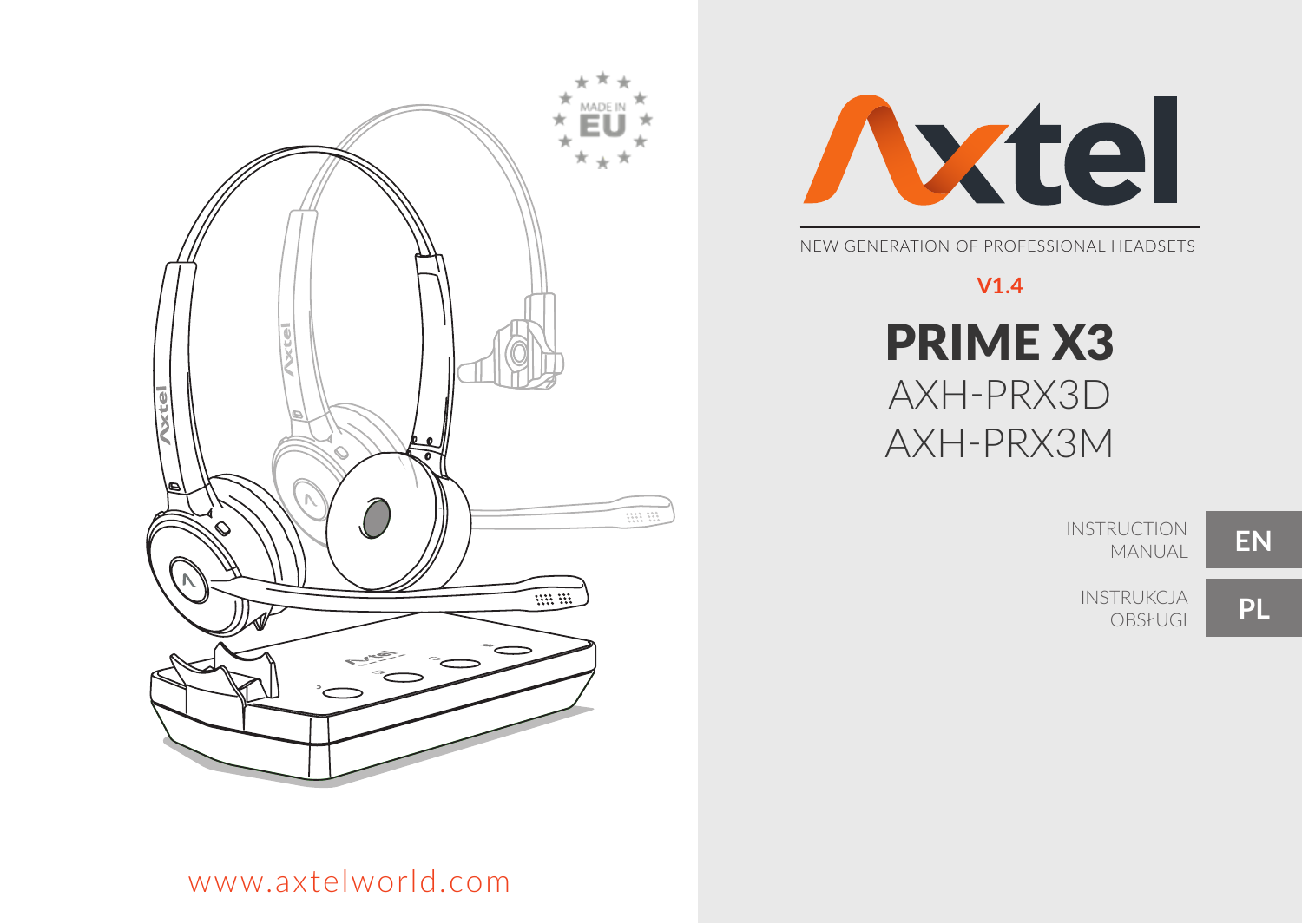Axtel

NEW GENERATION OF PROFESSIONAL HEADSETS

V1.4

# PRIME X3

AXH-PRX3D

AXH-PRX3M

INSTRUCTION MANUAL **EN**

INSTRUKCJA OBSŁUGI **PL**

www.axtelworld.com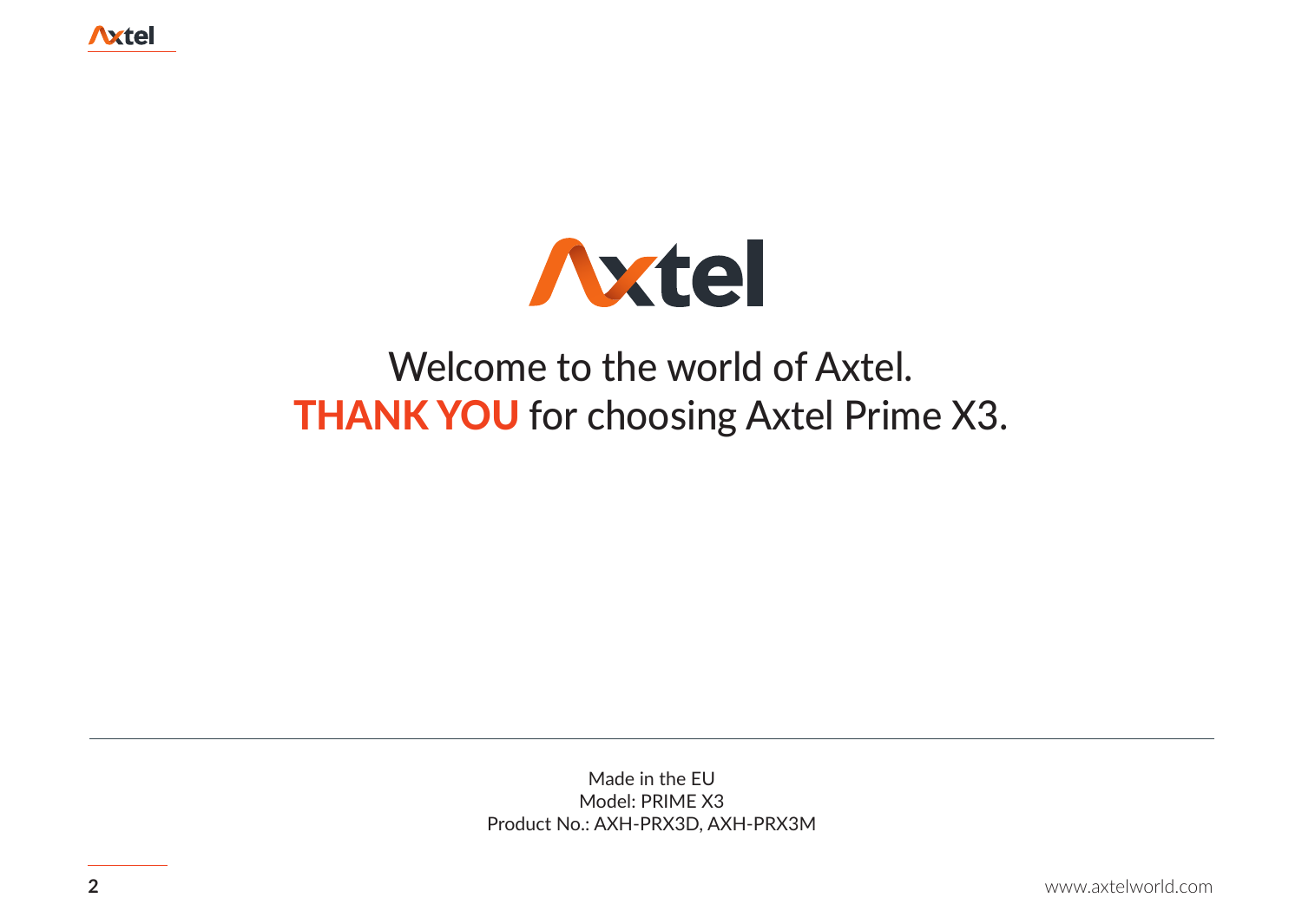Welcome to the world of Axtel.

**THANK YOU** for choosing Axtel Prime X3.

Made in the EU
Model: PRIME X3
Product No.: AXH-PRX3D, AXH-PRX3M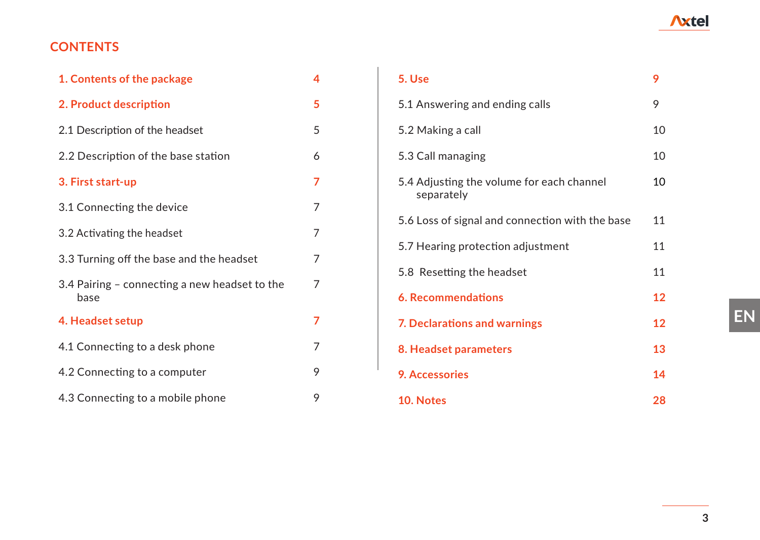# CONTENTS

| | |
|---|---|
| **1. Contents of the package** | **4** |
| **2. Product description** | **5** |
| 2.1 Description of the headset | 5 |
| 2.2 Description of the base station | 6 |
| **3. First start-up** | **7** |
| 3.1 Connecting the device | 7 |
| 3.2 Activating the headset | 7 |
| 3.3 Turning off the base and the headset | 7 |
| 3.4 Pairing – connecting a new headset to the base | 7 |
| **4. Headset setup** | **7** |
| 4.1 Connecting to a desk phone | 7 |
| 4.2 Connecting to a computer | 9 |
| 4.3 Connecting to a mobile phone | 9 |
| **5. Use** | **9** |
| 5.1 Answering and ending calls | 9 |
| 5.2 Making a call | 10 |
| 5.3 Call managing | 10 |
| 5.4 Adjusting the volume for each channel separately | 10 |
| 5.6 Loss of signal and connection with the base | 11 |
| 5.7 Hearing protection adjustment | 11 |
| 5.8 Resetting the headset | 11 |
| **6. Recommendations** | **12** |
| **7. Declarations and warnings** | **12** |
| **8. Headset parameters** | **13** |
| **9. Accessories** | **14** |
| **10. Notes** | **28** |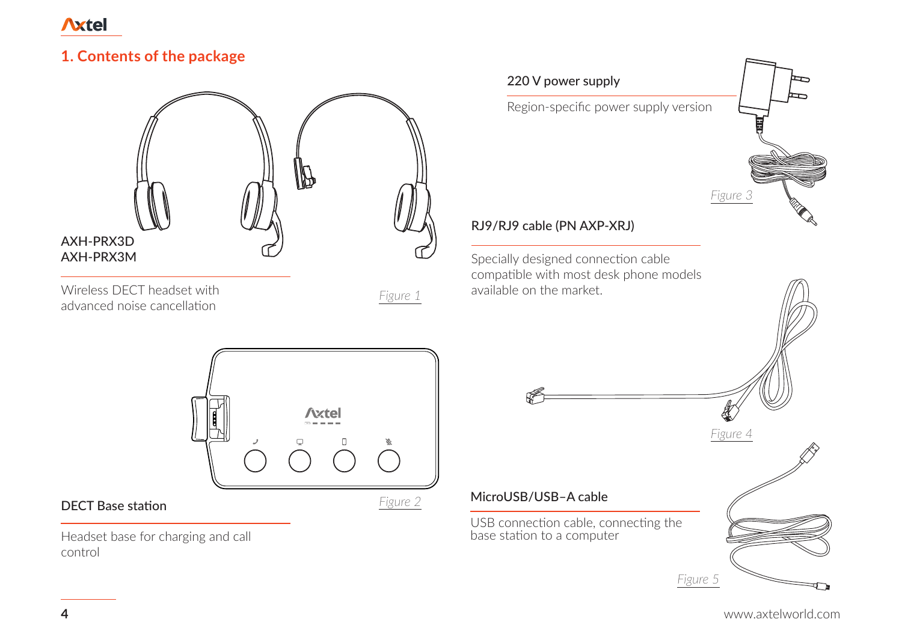## 1. Contents of the package

AXH-PRX3D
AXH-PRX3M

Wireless DECT headset with advanced noise cancellation

*Figure 1*

220 V power supply

Region-specific power supply version

*Figure 3*

RJ9/RJ9 cable (PN AXP-XRJ)

Specially designed connection cable compatible with most desk phone models available on the market.

*Figure 4*

DECT Base station

Headset base for charging and call control

*Figure 2*

MicroUSB/USB–A cable

USB connection cable, connecting the base station to a computer

*Figure 5*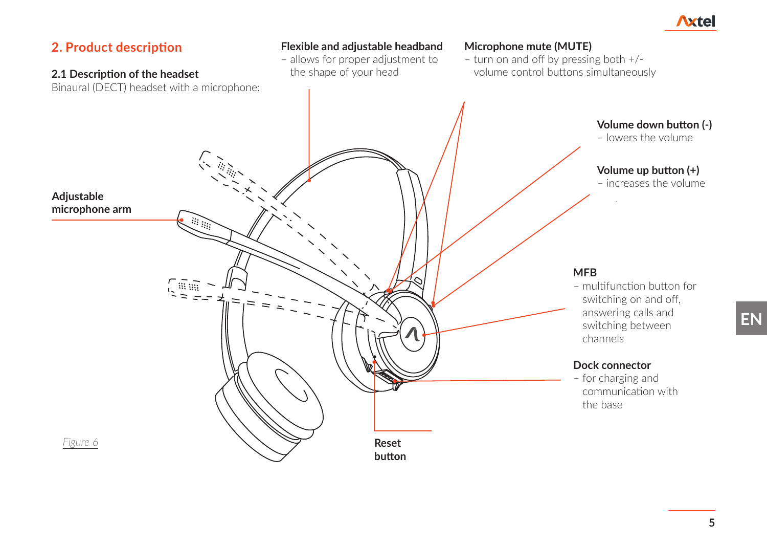## 2. Product description

### 2.1 Description of the headset

Binaural (DECT) headset with a microphone:

**Flexible and adjustable headband**
– allows for proper adjustment to the shape of your head

**Microphone mute (MUTE)**
– turn on and off by pressing both +/- volume control buttons simultaneously

**Volume down button (-)**
– lowers the volume

**Volume up button (+)**
– increases the volume

**Adjustable microphone arm**

**MFB**
– multifunction button for switching on and off, answering calls and switching between channels

**Dock connector**
– for charging and communication with the base

**Reset button**

*Figure 6*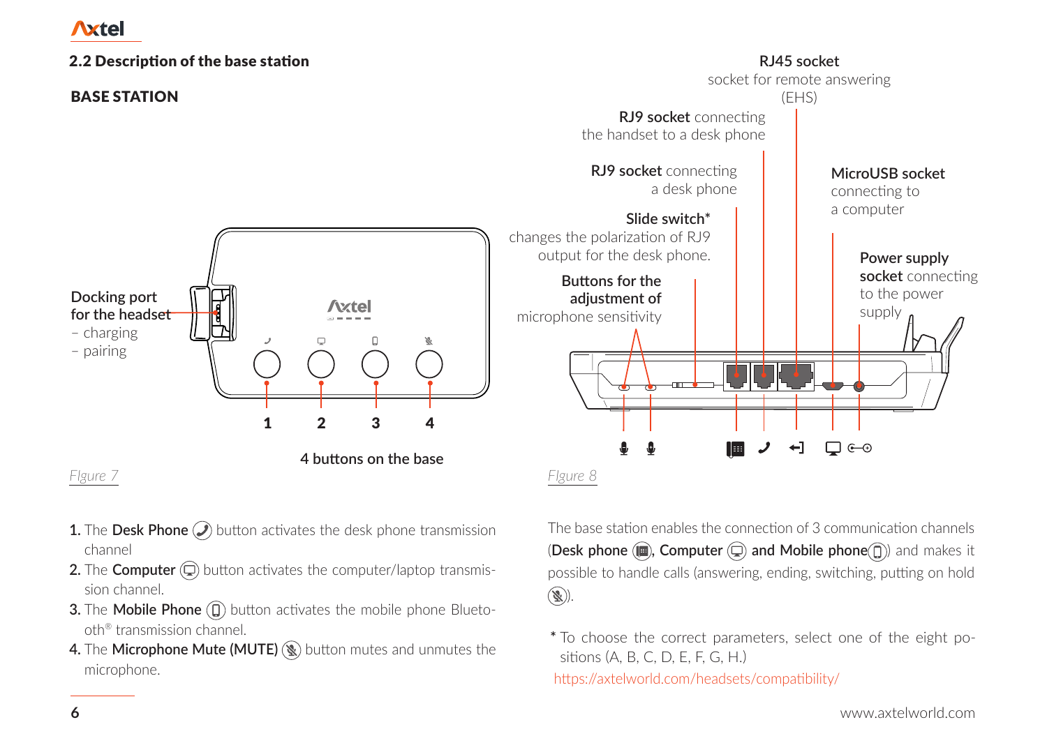## 2.2 Description of the base station

**BASE STATION**

**Docking port for the headset**
– charging
– pairing

1 2 3 4

4 buttons on the base

*Figure 7*

**RJ45 socket** socket for remote answering (EHS)

**RJ9 socket** connecting the handset to a desk phone

**RJ9 socket** connecting a desk phone

**Slide switch*** changes the polarization of RJ9 output for the desk phone.

**Buttons for the adjustment of** microphone sensitivity

**MicroUSB socket** connecting to a computer

**Power supply socket** connecting to the power supply

*Figure 8*

1. The **Desk Phone** button activates the desk phone transmission channel
2. The **Computer** button activates the computer/laptop transmission channel.
3. The **Mobile Phone** button activates the mobile phone Bluetooth® transmission channel.
4. The **Microphone Mute (MUTE)** button mutes and unmutes the microphone.

The base station enables the connection of 3 communication channels (**Desk phone**, **Computer** and **Mobile phone**) and makes it possible to handle calls (answering, ending, switching, putting on hold).

* To choose the correct parameters, select one of the eight positions (A, B, C, D, E, F, G, H.)
https://axtelworld.com/headsets/compatibility/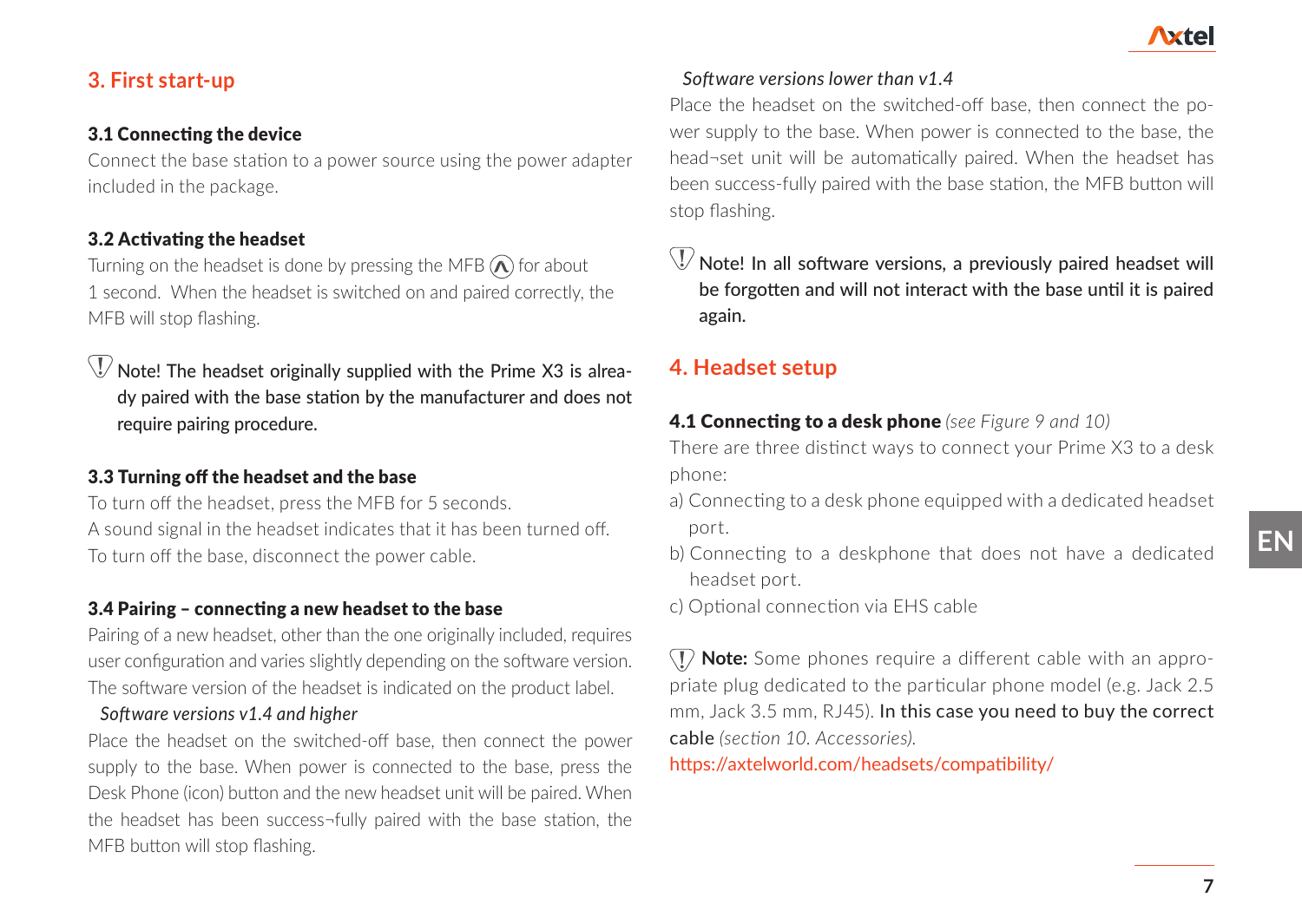## 3. First start-up

### 3.1 Connecting the device

Connect the base station to a power source using the power adapter included in the package.

### 3.2 Activating the headset

Turning on the headset is done by pressing the MFB (Λ) for about 1 second. When the headset is switched on and paired correctly, the MFB will stop flashing.

Note! The headset originally supplied with the Prime X3 is already paired with the base station by the manufacturer and does not require pairing procedure.

### 3.3 Turning off the headset and the base

To turn off the headset, press the MFB for 5 seconds.
A sound signal in the headset indicates that it has been turned off.
To turn off the base, disconnect the power cable.

### 3.4 Pairing – connecting a new headset to the base

Pairing of a new headset, other than the one originally included, requires user configuration and varies slightly depending on the software version. The software version of the headset is indicated on the product label.

*Software versions v1.4 and higher*

Place the headset on the switched-off base, then connect the power supply to the base. When power is connected to the base, press the Desk Phone (icon) button and the new headset unit will be paired. When the headset has been success¬fully paired with the base station, the MFB button will stop flashing.

*Software versions lower than v1.4*

Place the headset on the switched-off base, then connect the power supply to the base. When power is connected to the base, the head¬set unit will be automatically paired. When the headset has been success-fully paired with the base station, the MFB button will stop flashing.

Note! In all software versions, a previously paired headset will be forgotten and will not interact with the base until it is paired again.

## 4. Headset setup

### 4.1 Connecting to a desk phone *(see Figure 9 and 10)*

There are three distinct ways to connect your Prime X3 to a desk phone:

a) Connecting to a desk phone equipped with a dedicated headset port.
b) Connecting to a deskphone that does not have a dedicated headset port.
c) Optional connection via EHS cable

**Note:** Some phones require a different cable with an appropriate plug dedicated to the particular phone model (e.g. Jack 2.5 mm, Jack 3.5 mm, RJ45). In this case you need to buy the correct cable *(section 10. Accessories).*

https://axtelworld.com/headsets/compatibility/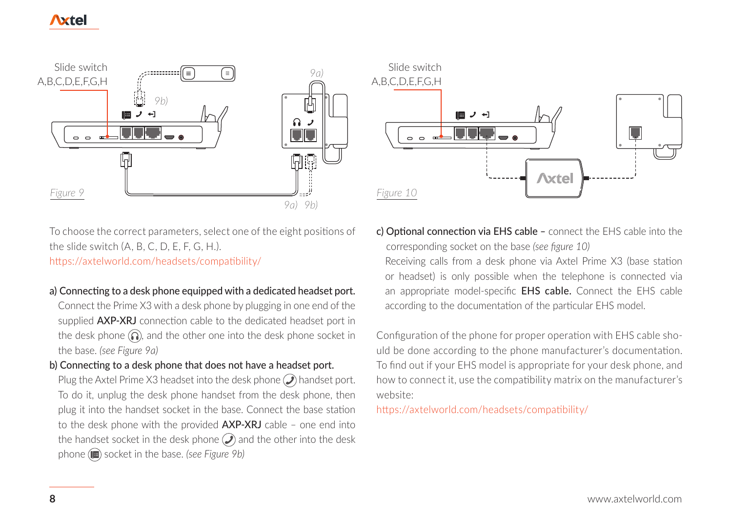Slide switch
A,B,C,D,E,F,G,H

9a)

9b)

Figure 9

9a) 9b)

Slide switch
A,B,C,D,E,F,G,H

Figure 10

To choose the correct parameters, select one of the eight positions of the slide switch (A, B, C, D, E, F, G, H.).
https://axtelworld.com/headsets/compatibility/

a) Connecting to a desk phone equipped with a dedicated headset port.
Connect the Prime X3 with a desk phone by plugging in one end of the supplied **AXP-XRJ** connection cable to the dedicated headset port in the desk phone, and the other one into the desk phone socket in the base. *(see Figure 9a)*

b) Connecting to a desk phone that does not have a headset port.
Plug the Axtel Prime X3 headset into the desk phone handset port. To do it, unplug the desk phone handset from the desk phone, then plug it into the handset socket in the base. Connect the base station to the desk phone with the provided **AXP-XRJ** cable – one end into the handset socket in the desk phone and the other into the desk phone socket in the base. *(see Figure 9b)*

c) Optional connection via EHS cable – connect the EHS cable into the corresponding socket on the base *(see figure 10)*
Receiving calls from a desk phone via Axtel Prime X3 (base station or headset) is only possible when the telephone is connected via an appropriate model-specific **EHS cable.** Connect the EHS cable according to the documentation of the particular EHS model.

Configuration of the phone for proper operation with EHS cable should be done according to the phone manufacturer's documentation. To find out if your EHS model is appropriate for your desk phone, and how to connect it, use the compatibility matrix on the manufacturer's website:
https://axtelworld.com/headsets/compatibility/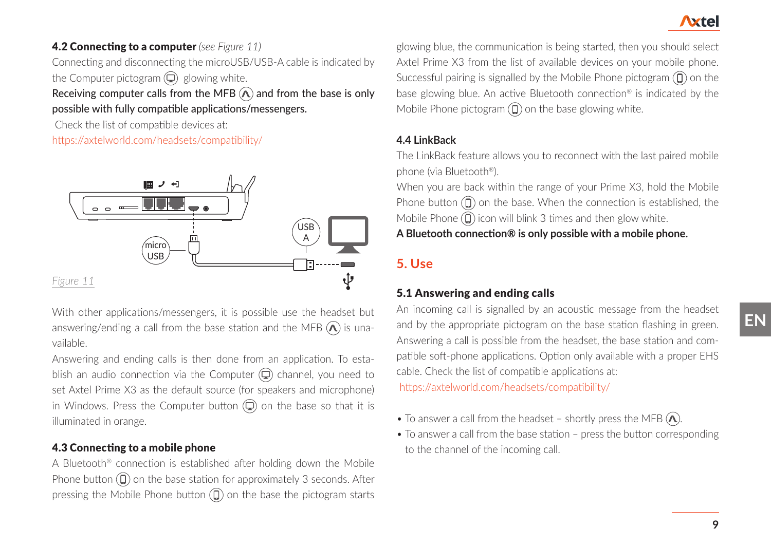### 4.2 Connecting to a computer *(see Figure 11)*

Connecting and disconnecting the microUSB/USB-A cable is indicated by the Computer pictogram glowing white.

**Receiving computer calls from the MFB and from the base is only possible with fully compatible applications/messengers.**

Check the list of compatible devices at:
https://axtelworld.com/headsets/compatibility/

micro USB

USB A

*Figure 11*

With other applications/messengers, it is possible use the headset but answering/ending a call from the base station and the MFB is unavailable.

Answering and ending calls is then done from an application. To establish an audio connection via the Computer channel, you need to set Axtel Prime X3 as the default source (for speakers and microphone) in Windows. Press the Computer button on the base so that it is illuminated in orange.

### 4.3 Connecting to a mobile phone

A Bluetooth® connection is established after holding down the Mobile Phone button on the base station for approximately 3 seconds. After pressing the Mobile Phone button on the base the pictogram starts glowing blue, the communication is being started, then you should select Axtel Prime X3 from the list of available devices on your mobile phone. Successful pairing is signalled by the Mobile Phone pictogram on the base glowing blue. An active Bluetooth connection® is indicated by the Mobile Phone pictogram on the base glowing white.

### 4.4 LinkBack

The LinkBack feature allows you to reconnect with the last paired mobile phone (via Bluetooth®).

When you are back within the range of your Prime X3, hold the Mobile Phone button on the base. When the connection is established, the Mobile Phone icon will blink 3 times and then glow white.

**A Bluetooth connection® is only possible with a mobile phone.**

## 5. Use

### 5.1 Answering and ending calls

An incoming call is signalled by an acoustic message from the headset and by the appropriate pictogram on the base station flashing in green. Answering a call is possible from the headset, the base station and compatible soft-phone applications. Option only available with a proper EHS cable. Check the list of compatible applications at:
https://axtelworld.com/headsets/compatibility/

- To answer a call from the headset – shortly press the MFB.
- To answer a call from the base station – press the button corresponding to the channel of the incoming call.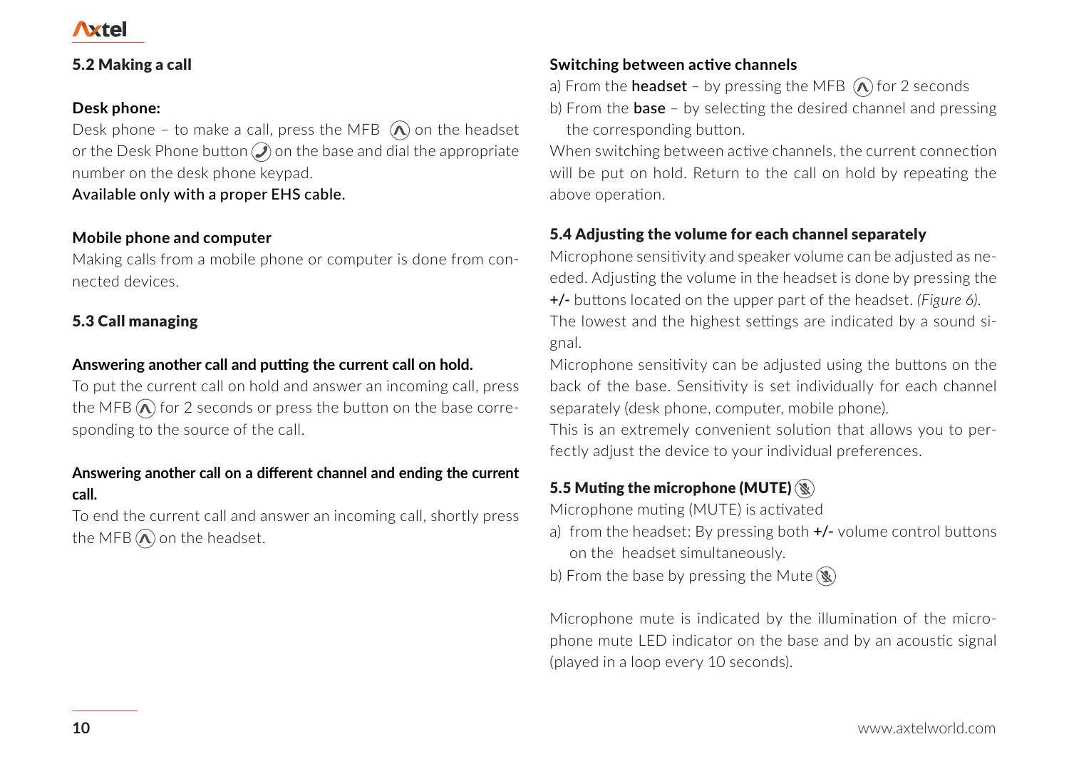## 5.2 Making a call

**Desk phone:**

Desk phone – to make a call, press the MFB on the headset or the Desk Phone button on the base and dial the appropriate number on the desk phone keypad.
Available only with a proper EHS cable.

**Mobile phone and computer**

Making calls from a mobile phone or computer is done from connected devices.

## 5.3 Call managing

**Answering another call and putting the current call on hold.**

To put the current call on hold and answer an incoming call, press the MFB for 2 seconds or press the button on the base corresponding to the source of the call.

**Answering another call on a different channel and ending the current call.**

To end the current call and answer an incoming call, shortly press the MFB on the headset.

**Switching between active channels**

a) From the **headset** – by pressing the MFB for 2 seconds
b) From the **base** – by selecting the desired channel and pressing the corresponding button.

When switching between active channels, the current connection will be put on hold. Return to the call on hold by repeating the above operation.

## 5.4 Adjusting the volume for each channel separately

Microphone sensitivity and speaker volume can be adjusted as needed. Adjusting the volume in the headset is done by pressing the **+/-** buttons located on the upper part of the headset. *(Figure 6).*
The lowest and the highest settings are indicated by a sound signal.
Microphone sensitivity can be adjusted using the buttons on the back of the base. Sensitivity is set individually for each channel separately (desk phone, computer, mobile phone).
This is an extremely convenient solution that allows you to perfectly adjust the device to your individual preferences.

## 5.5 Muting the microphone (MUTE)

Microphone muting (MUTE) is activated

a) from the headset: By pressing both **+/-** volume control buttons on the headset simultaneously.
b) From the base by pressing the Mute

Microphone mute is indicated by the illumination of the microphone mute LED indicator on the base and by an acoustic signal (played in a loop every 10 seconds).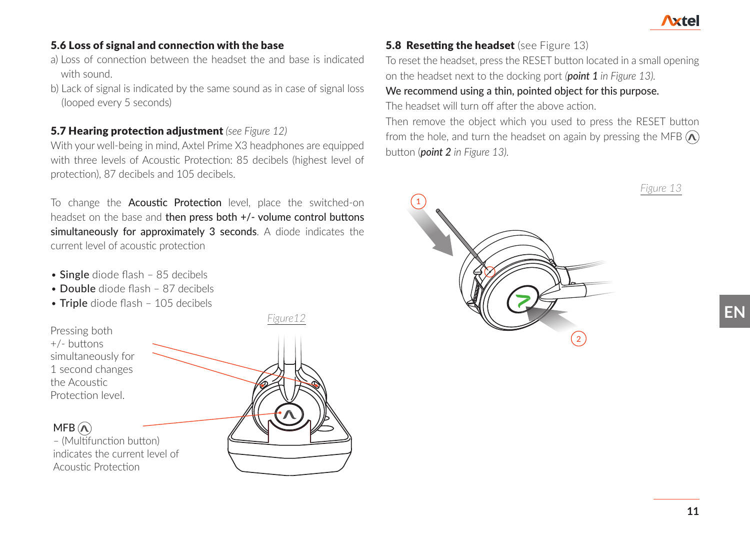### 5.6 Loss of signal and connection with the base

a) Loss of connection between the headset the and base is indicated with sound.

b) Lack of signal is indicated by the same sound as in case of signal loss (looped every 5 seconds)

### 5.7 Hearing protection adjustment *(see Figure 12)*

With your well-being in mind, Axtel Prime X3 headphones are equipped with three levels of Acoustic Protection: 85 decibels (highest level of protection), 87 decibels and 105 decibels.

To change the Acoustic Protection level, place the switched-on headset on the base and **then press both +/- volume control buttons simultaneously for approximately 3 seconds**. A diode indicates the current level of acoustic protection

- **Single** diode flash – 85 decibels
- **Double** diode flash – 87 decibels
- **Triple** diode flash – 105 decibels

Pressing both +/- buttons simultaneously for 1 second changes the Acoustic Protection level.

MFB – (Multifunction button) indicates the current level of Acoustic Protection

*Figure12*

### 5.8 Resetting the headset (see Figure 13)

To reset the headset, press the RESET button located in a small opening on the headset next to the docking port *(**point 1** in Figure 13).*

**We recommend using a thin, pointed object for this purpose.**

The headset will turn off after the above action.

Then remove the object which you used to press the RESET button from the hole, and turn the headset on again by pressing the MFB button (***point 2** in Figure 13).*

*Figure 13*

1

2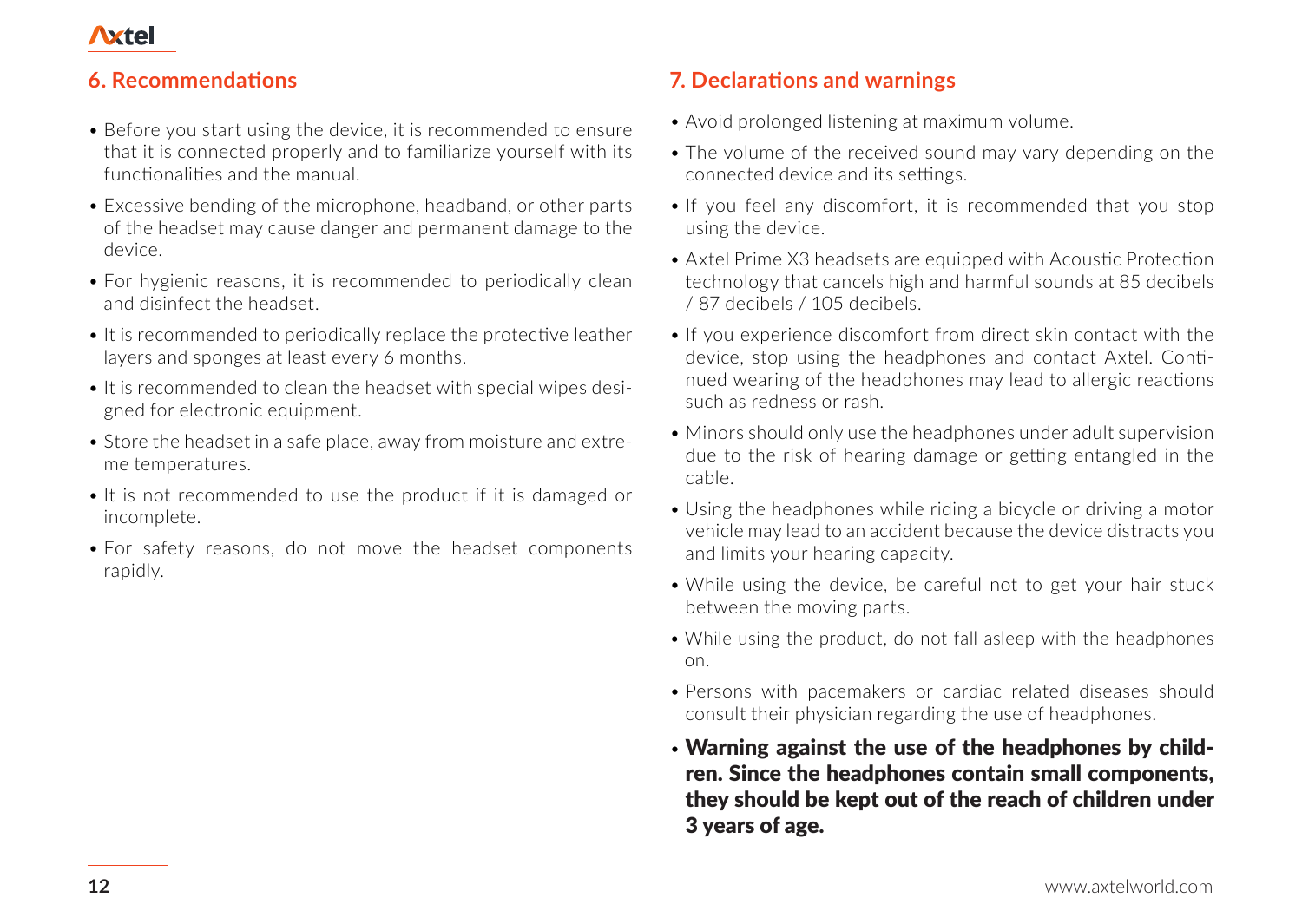## 6. Recommendations

- Before you start using the device, it is recommended to ensure that it is connected properly and to familiarize yourself with its functionalities and the manual.
- Excessive bending of the microphone, headband, or other parts of the headset may cause danger and permanent damage to the device.
- For hygienic reasons, it is recommended to periodically clean and disinfect the headset.
- It is recommended to periodically replace the protective leather layers and sponges at least every 6 months.
- It is recommended to clean the headset with special wipes designed for electronic equipment.
- Store the headset in a safe place, away from moisture and extreme temperatures.
- It is not recommended to use the product if it is damaged or incomplete.
- For safety reasons, do not move the headset components rapidly.

## 7. Declarations and warnings

- Avoid prolonged listening at maximum volume.
- The volume of the received sound may vary depending on the connected device and its settings.
- If you feel any discomfort, it is recommended that you stop using the device.
- Axtel Prime X3 headsets are equipped with Acoustic Protection technology that cancels high and harmful sounds at 85 decibels / 87 decibels / 105 decibels.
- If you experience discomfort from direct skin contact with the device, stop using the headphones and contact Axtel. Continued wearing of the headphones may lead to allergic reactions such as redness or rash.
- Minors should only use the headphones under adult supervision due to the risk of hearing damage or getting entangled in the cable.
- Using the headphones while riding a bicycle or driving a motor vehicle may lead to an accident because the device distracts you and limits your hearing capacity.
- While using the device, be careful not to get your hair stuck between the moving parts.
- While using the product, do not fall asleep with the headphones on.
- Persons with pacemakers or cardiac related diseases should consult their physician regarding the use of headphones.
- **Warning against the use of the headphones by children. Since the headphones contain small components, they should be kept out of the reach of children under 3 years of age.**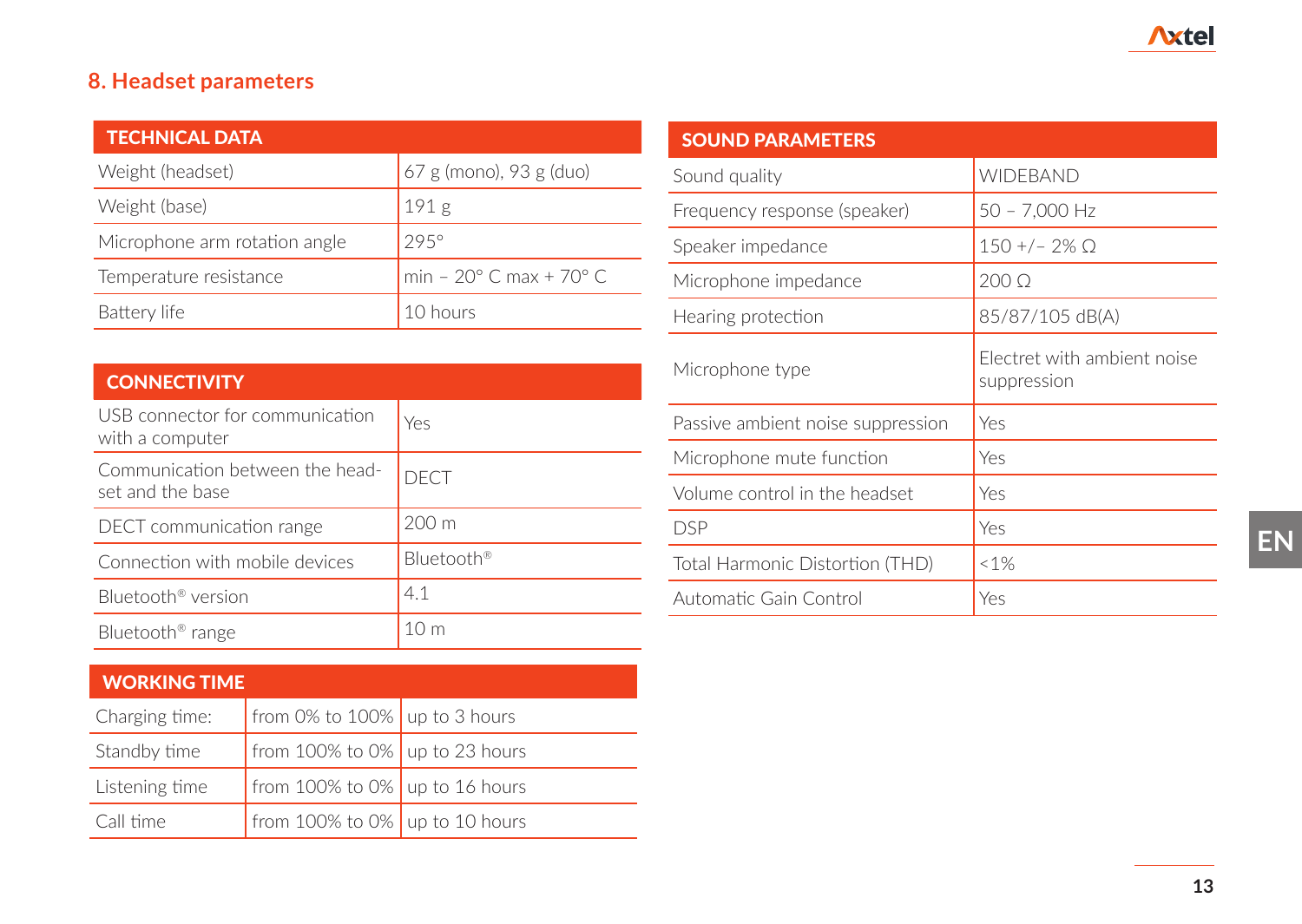## 8. Headset parameters

| TECHNICAL DATA | |
|---|---|
| Weight (headset) | 67 g (mono), 93 g (duo) |
| Weight (base) | 191 g |
| Microphone arm rotation angle | 295° |
| Temperature resistance | min – 20° C max + 70° C |
| Battery life | 10 hours |

| CONNECTIVITY | |
|---|---|
| USB connector for communication with a computer | Yes |
| Communication between the head-set and the base | DECT |
| DECT communication range | 200 m |
| Connection with mobile devices | Bluetooth® |
| Bluetooth® version | 4.1 |
| Bluetooth® range | 10 m |

| WORKING TIME | | |
|---|---|---|
| Charging time: | from 0% to 100% | up to 3 hours |
| Standby time | from 100% to 0% | up to 23 hours |
| Listening time | from 100% to 0% | up to 16 hours |
| Call time | from 100% to 0% | up to 10 hours |

| SOUND PARAMETERS | |
|---|---|
| Sound quality | WIDEBAND |
| Frequency response (speaker) | 50 – 7,000 Hz |
| Speaker impedance | 150 +/– 2% Ω |
| Microphone impedance | 200 Ω |
| Hearing protection | 85/87/105 dB(A) |
| Microphone type | Electret with ambient noise suppression |
| Passive ambient noise suppression | Yes |
| Microphone mute function | Yes |
| Volume control in the headset | Yes |
| DSP | Yes |
| Total Harmonic Distortion (THD) | <1% |
| Automatic Gain Control | Yes |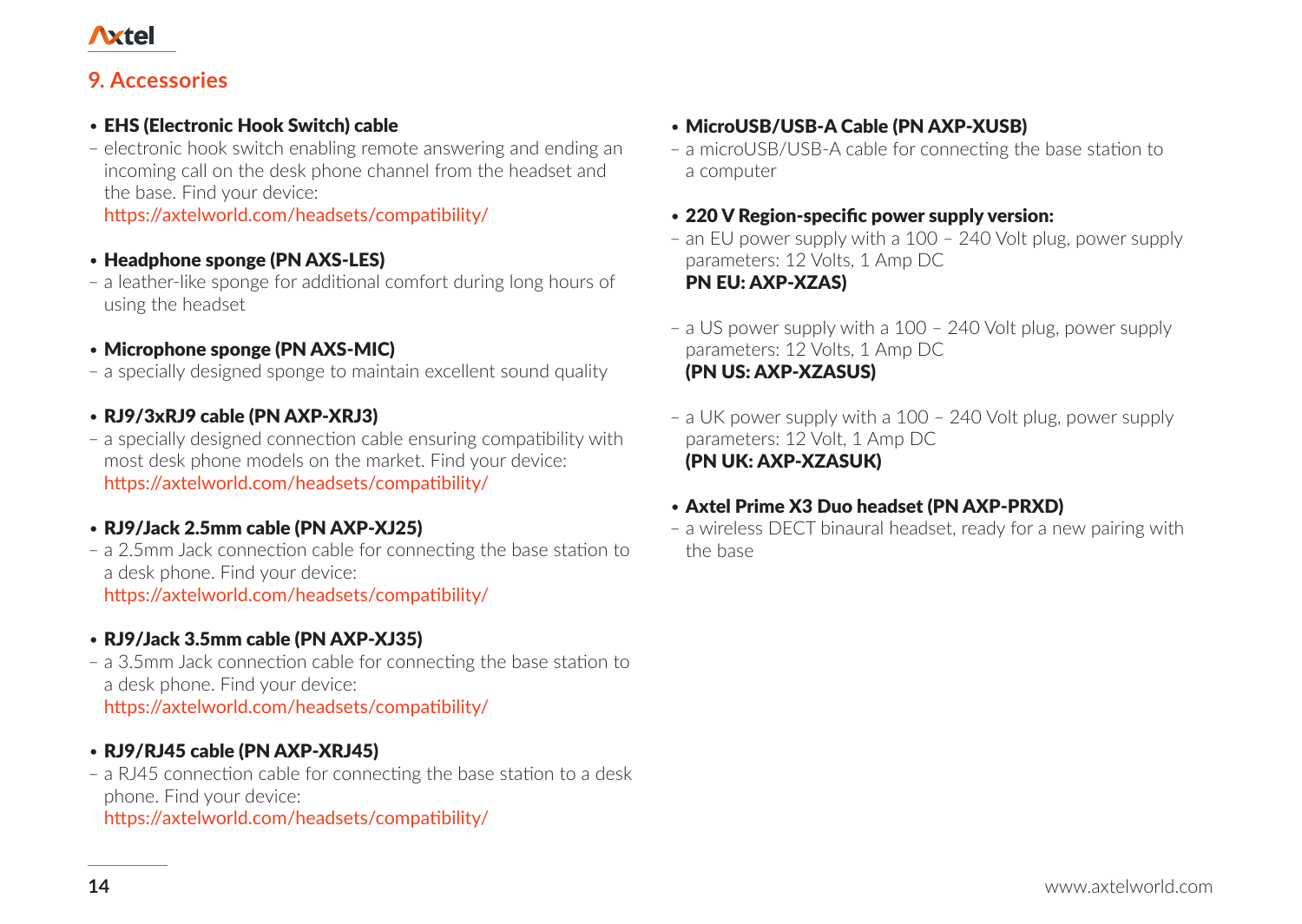## 9. Accessories

- **EHS (Electronic Hook Switch) cable**
  – electronic hook switch enabling remote answering and ending an incoming call on the desk phone channel from the headset and the base. Find your device:
  https://axtelworld.com/headsets/compatibility/

- **Headphone sponge (PN AXS-LES)**
  – a leather-like sponge for additional comfort during long hours of using the headset

- **Microphone sponge (PN AXS-MIC)**
  – a specially designed sponge to maintain excellent sound quality

- **RJ9/3xRJ9 cable (PN AXP-XRJ3)**
  – a specially designed connection cable ensuring compatibility with most desk phone models on the market. Find your device:
  https://axtelworld.com/headsets/compatibility/

- **RJ9/Jack 2.5mm cable (PN AXP-XJ25)**
  – a 2.5mm Jack connection cable for connecting the base station to a desk phone. Find your device:
  https://axtelworld.com/headsets/compatibility/

- **RJ9/Jack 3.5mm cable (PN AXP-XJ35)**
  – a 3.5mm Jack connection cable for connecting the base station to a desk phone. Find your device:
  https://axtelworld.com/headsets/compatibility/

- **RJ9/RJ45 cable (PN AXP-XRJ45)**
  – a RJ45 connection cable for connecting the base station to a desk phone. Find your device:
  https://axtelworld.com/headsets/compatibility/

- **MicroUSB/USB-A Cable (PN AXP-XUSB)**
  – a microUSB/USB-A cable for connecting the base station to a computer

- **220 V Region-specific power supply version:**
  – an EU power supply with a 100 – 240 Volt plug, power supply parameters: 12 Volts, 1 Amp DC
  **PN EU: AXP-XZAS)**

  – a US power supply with a 100 – 240 Volt plug, power supply parameters: 12 Volts, 1 Amp DC
  **(PN US: AXP-XZASUS)**

  – a UK power supply with a 100 – 240 Volt plug, power supply parameters: 12 Volt, 1 Amp DC
  **(PN UK: AXP-XZASUK)**

- **Axtel Prime X3 Duo headset (PN AXP-PRXD)**
  – a wireless DECT binaural headset, ready for a new pairing with the base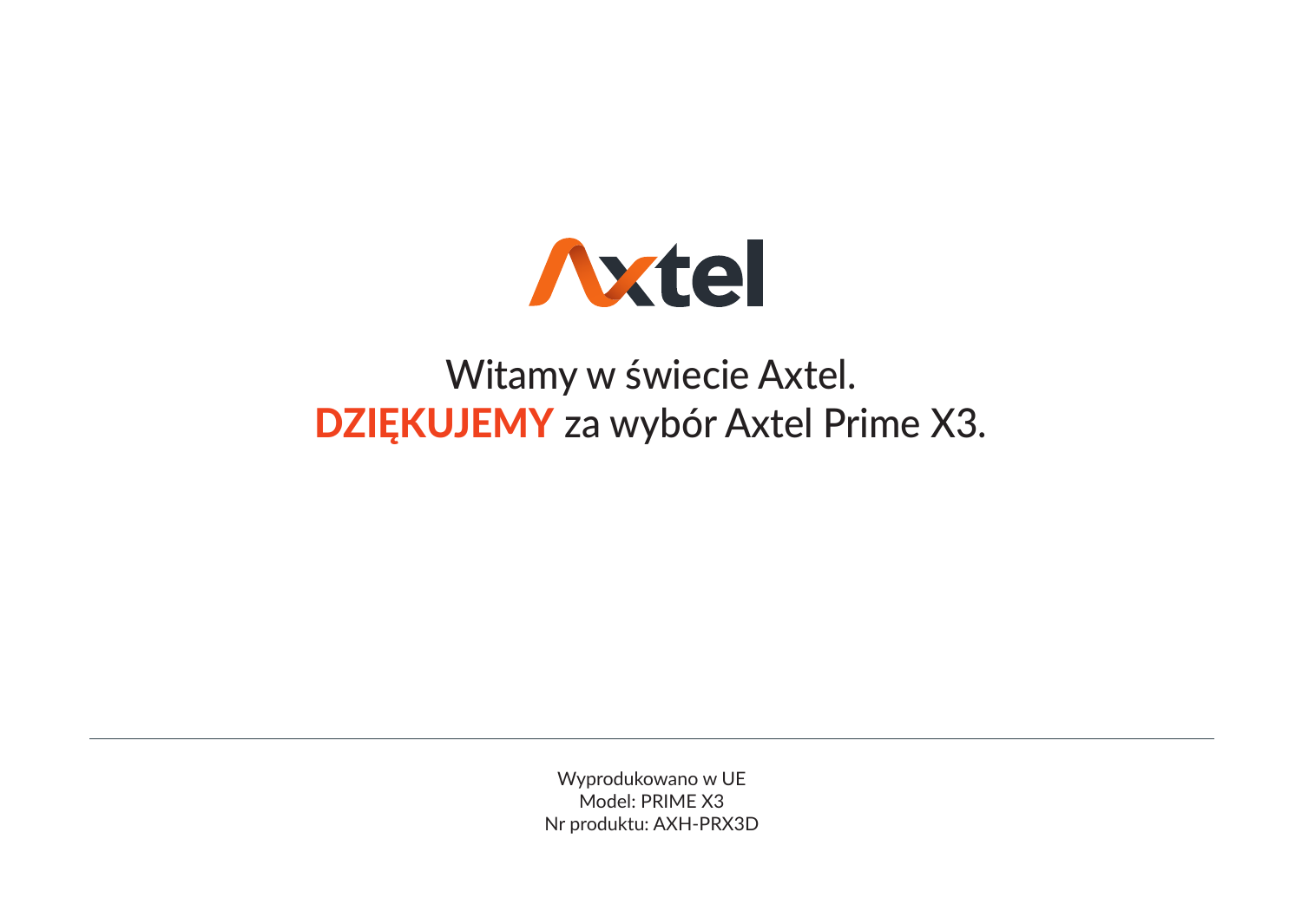Axtel

Witamy w świecie Axtel.
**DZIĘKUJEMY** za wybór Axtel Prime X3.

---

Wyprodukowano w UE
Model: PRIME X3
Nr produktu: AXH-PRX3D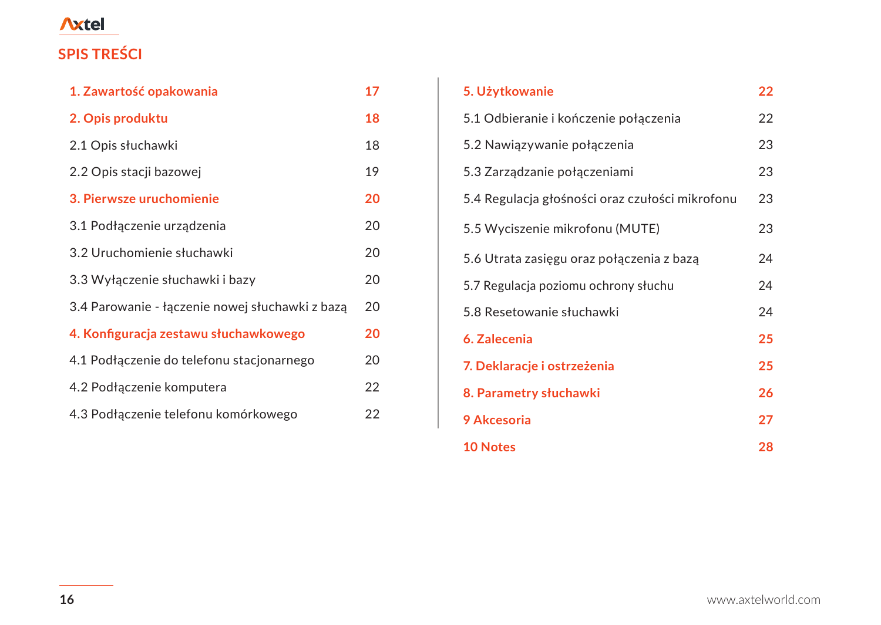## SPIS TREŚCI

| | |
|---|---|
| **1. Zawartość opakowania** | **17** |
| **2. Opis produktu** | **18** |
| 2.1 Opis słuchawki | 18 |
| 2.2 Opis stacji bazowej | 19 |
| **3. Pierwsze uruchomienie** | **20** |
| 3.1 Podłączenie urządzenia | 20 |
| 3.2 Uruchomienie słuchawki | 20 |
| 3.3 Wyłączenie słuchawki i bazy | 20 |
| 3.4 Parowanie - łączenie nowej słuchawki z bazą | 20 |
| **4. Konfiguracja zestawu słuchawkowego** | **20** |
| 4.1 Podłączenie do telefonu stacjonarnego | 20 |
| 4.2 Podłączenie komputera | 22 |
| 4.3 Podłączenie telefonu komórkowego | 22 |
| **5. Użytkowanie** | **22** |
| 5.1 Odbieranie i kończenie połączenia | 22 |
| 5.2 Nawiązywanie połączenia | 23 |
| 5.3 Zarządzanie połączeniami | 23 |
| 5.4 Regulacja głośności oraz czułości mikrofonu | 23 |
| 5.5 Wyciszenie mikrofonu (MUTE) | 23 |
| 5.6 Utrata zasięgu oraz połączenia z bazą | 24 |
| 5.7 Regulacja poziomu ochrony słuchu | 24 |
| 5.8 Resetowanie słuchawki | 24 |
| **6. Zalecenia** | **25** |
| **7. Deklaracje i ostrzeżenia** | **25** |
| **8. Parametry słuchawki** | **26** |
| **9 Akcesoria** | **27** |
| **10 Notes** | **28** |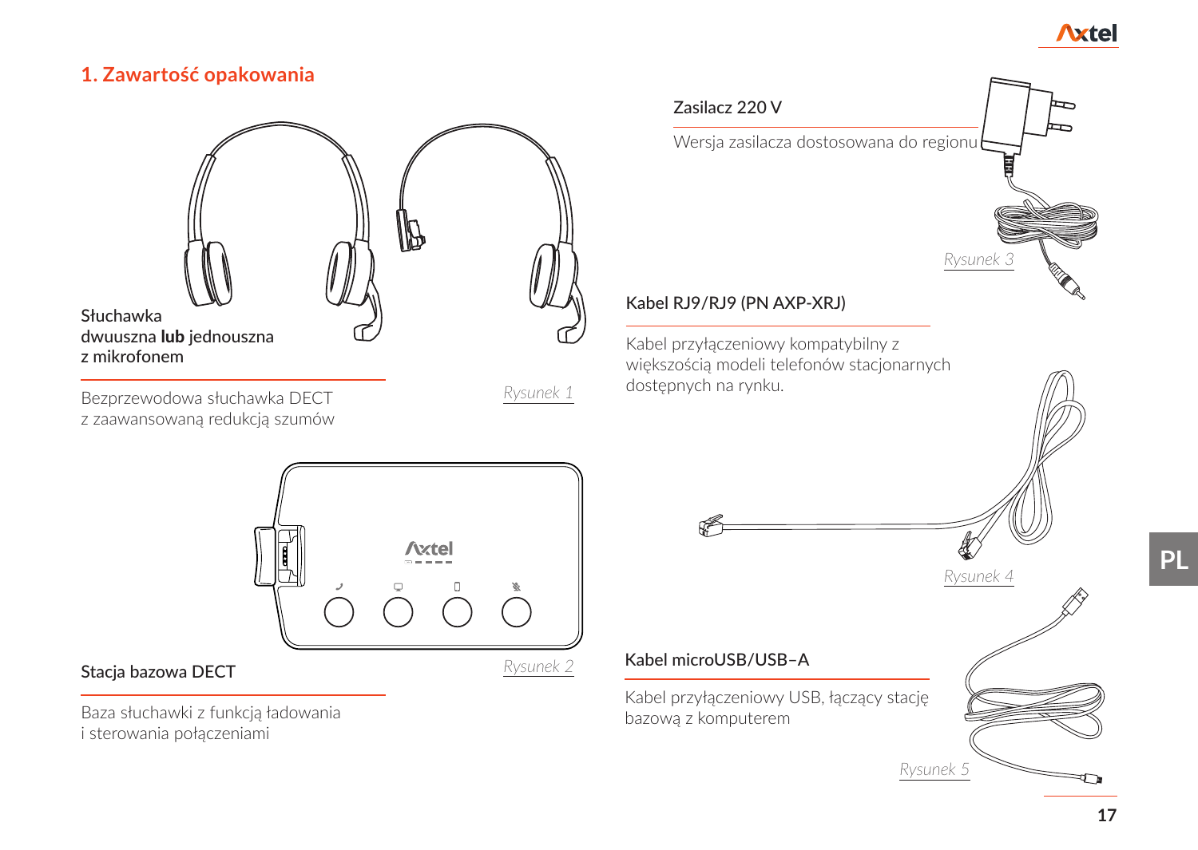## 1. Zawartość opakowania

Słuchawka
dwuuszna **lub** jednouszna
z mikrofonem

Bezprzewodowa słuchawka DECT
z zaawansowaną redukcją szumów

*Rysunek 1*

Stacja bazowa DECT

Baza słuchawki z funkcją ładowania
i sterowania połączeniami

*Rysunek 2*

Zasilacz 220 V

Wersja zasilacza dostosowana do regionu

*Rysunek 3*

Kabel RJ9/RJ9 (PN AXP-XRJ)

Kabel przyłączeniowy kompatybilny z
większością modeli telefonów stacjonarnych
dostępnych na rynku.

*Rysunek 4*

Kabel microUSB/USB–A

Kabel przyłączeniowy USB, łączący stację
bazową z komputerem

*Rysunek 5*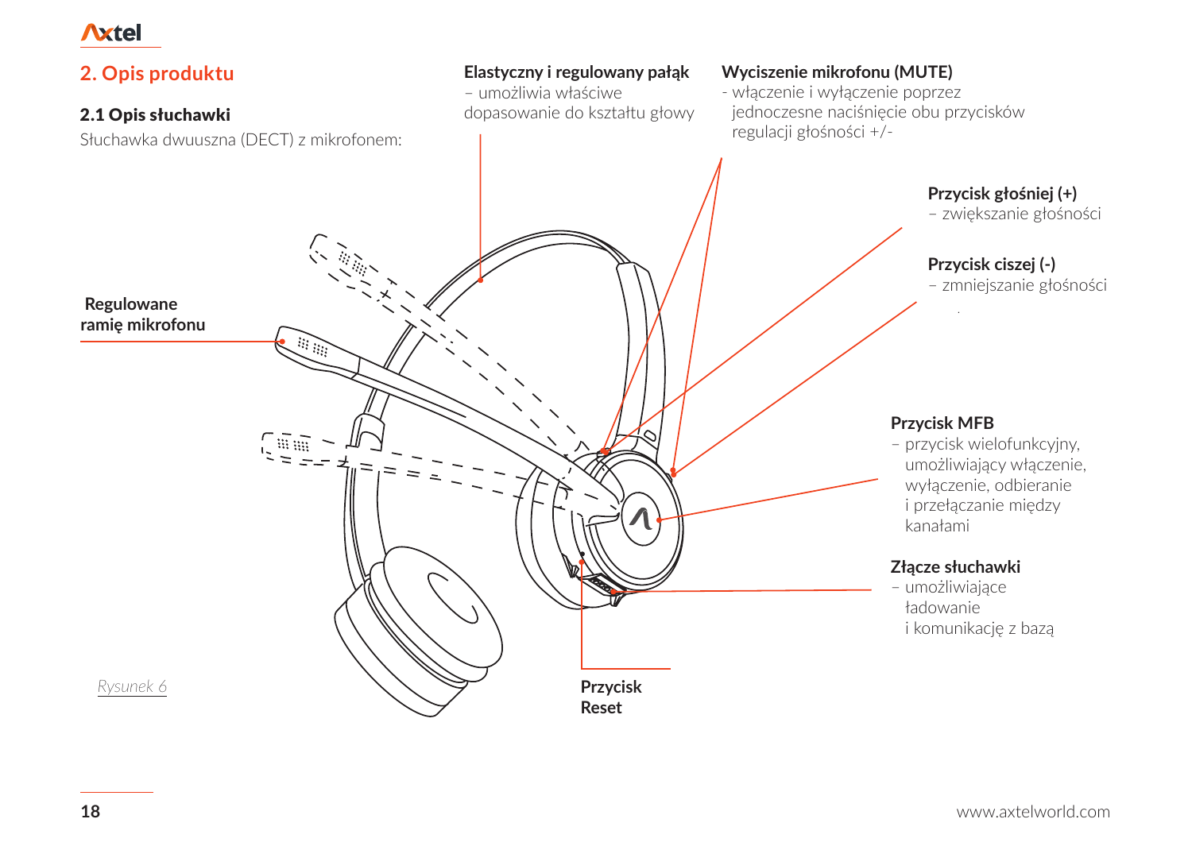## 2. Opis produktu

### 2.1 Opis słuchawki

Słuchawka dwuuszna (DECT) z mikrofonem:

**Elastyczny i regulowany pałąk**
– umożliwia właściwe dopasowanie do kształtu głowy

**Wyciszenie mikrofonu (MUTE)**
- włączenie i wyłączenie poprzez jednoczesne naciśnięcie obu przycisków regulacji głośności +/-

**Przycisk głośniej (+)**
– zwiększanie głośności

**Przycisk ciszej (-)**
– zmniejszanie głośności

**Regulowane ramię mikrofonu**

**Przycisk MFB**
– przycisk wielofunkcyjny, umożliwiający włączenie, wyłączenie, odbieranie i przełączanie między kanałami

**Złącze słuchawki**
– umożliwiające ładowanie i komunikację z bazą

**Przycisk Reset**

*Rysunek 6*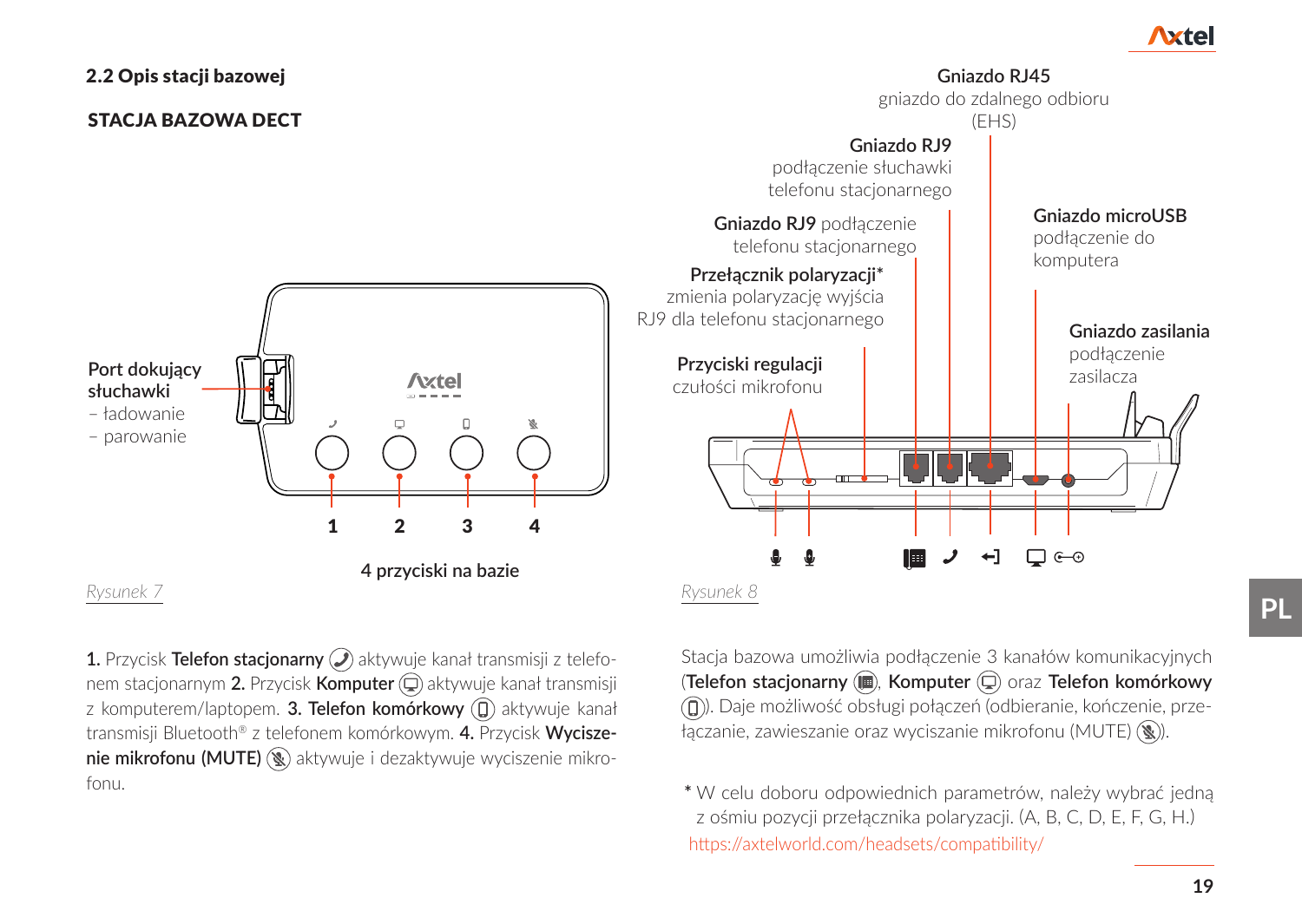## 2.2 Opis stacji bazowej

### STACJA BAZOWA DECT

Port dokujący słuchawki
– ładowanie
– parowanie

1 2 3 4

4 przyciski na bazie

*Rysunek 7*

Gniazdo RJ45
gniazdo do zdalnego odbioru (EHS)

Gniazdo RJ9
podłączenie słuchawki telefonu stacjonarnego

Gniazdo RJ9 podłączenie telefonu stacjonarnego

Przełącznik polaryzacji*
zmienia polaryzację wyjścia RJ9 dla telefonu stacjonarnego

Przyciski regulacji
czułości mikrofonu

Gniazdo microUSB
podłączenie do komputera

Gniazdo zasilania
podłączenie zasilacza

*Rysunek 8*

**1.** Przycisk **Telefon stacjonarny** aktywuje kanał transmisji z telefonem stacjonarnym **2.** Przycisk **Komputer** aktywuje kanał transmisji z komputerem/laptopem. **3. Telefon komórkowy** aktywuje kanał transmisji Bluetooth® z telefonem komórkowym. **4.** Przycisk **Wyciszenie mikrofonu (MUTE)** aktywuje i dezaktywuje wyciszenie mikrofonu.

Stacja bazowa umożliwia podłączenie 3 kanałów komunikacyjnych (**Telefon stacjonarny**, **Komputer** oraz **Telefon komórkowy**). Daje możliwość obsługi połączeń (odbieranie, kończenie, przełączanie, zawieszanie oraz wyciszanie mikrofonu (MUTE)).

* W celu doboru odpowiednich parametrów, należy wybrać jedną z ośmiu pozycji przełącznika polaryzacji. (A, B, C, D, E, F, G, H.)
https://axtelworld.com/headsets/compatibility/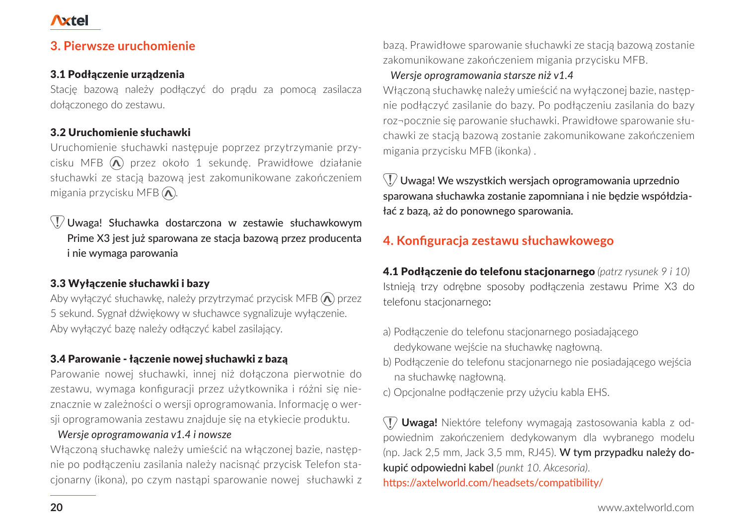## 3. Pierwsze uruchomienie

### 3.1 Podłączenie urządzenia

Stację bazową należy podłączyć do prądu za pomocą zasilacza dołączonego do zestawu.

### 3.2 Uruchomienie słuchawki

Uruchomienie słuchawki następuje poprzez przytrzymanie przycisku MFB przez około 1 sekundę. Prawidłowe działanie słuchawki ze stacją bazową jest zakomunikowane zakończeniem migania przycisku MFB.

Uwaga! Słuchawka dostarczona w zestawie słuchawkowym Prime X3 jest już sparowana ze stacja bazową przez producenta i nie wymaga parowania

### 3.3 Wyłączenie słuchawki i bazy

Aby wyłączyć słuchawkę, należy przytrzymać przycisk MFB przez 5 sekund. Sygnał dźwiękowy w słuchawce sygnalizuje wyłączenie.
Aby wyłączyć bazę należy odłączyć kabel zasilający.

### 3.4 Parowanie - łączenie nowej słuchawki z bazą

Parowanie nowej słuchawki, innej niż dołączona pierwotnie do zestawu, wymaga konfiguracji przez użytkownika i różni się nieznacznie w zależności o wersji oprogramowania. Informację o wersji oprogramowania zestawu znajduje się na etykiecie produktu.

*Wersje oprogramowania v1.4 i nowsze*

Włączoną słuchawkę należy umieścić na włączonej bazie, następnie po podłączeniu zasilania należy nacisnąć przycisk Telefon stacjonarny (ikona), po czym nastąpi sparowanie nowej słuchawki z bazą. Prawidłowe sparowanie słuchawki ze stacją bazową zostanie zakomunikowane zakończeniem migania przycisku MFB.

*Wersje oprogramowania starsze niż v1.4*

Włączoną słuchawkę należy umieścić na wyłączonej bazie, następnie podłączyć zasilanie do bazy. Po podłączeniu zasilania do bazy roz¬pocznie się parowanie słuchawki. Prawidłowe sparowanie słuchawki ze stacją bazową zostanie zakomunikowane zakończeniem migania przycisku MFB (ikonka) .

Uwaga! We wszystkich wersjach oprogramowania uprzednio sparowana słuchawka zostanie zapomniana i nie będzie współdziałać z bazą, aż do ponownego sparowania.

## 4. Konfiguracja zestawu słuchawkowego

**4.1 Podłączenie do telefonu stacjonarnego** *(patrz rysunek 9 i 10)*

Istnieją trzy odrębne sposoby podłączenia zestawu Prime X3 do telefonu stacjonarnego:

a) Podłączenie do telefonu stacjonarnego posiadającego dedykowane wejście na słuchawkę nagłowną.
b) Podłączenie do telefonu stacjonarnego nie posiadającego wejścia na słuchawkę nagłowną.
c) Opcjonalne podłączenie przy użyciu kabla EHS.

**Uwaga!** Niektóre telefony wymagają zastosowania kabla z odpowiednim zakończeniem dedykowanym dla wybranego modelu (np. Jack 2,5 mm, Jack 3,5 mm, RJ45). **W tym przypadku należy dokupić odpowiedni kabel** *(punkt 10. Akcesoria).*
https://axtelworld.com/headsets/compatibility/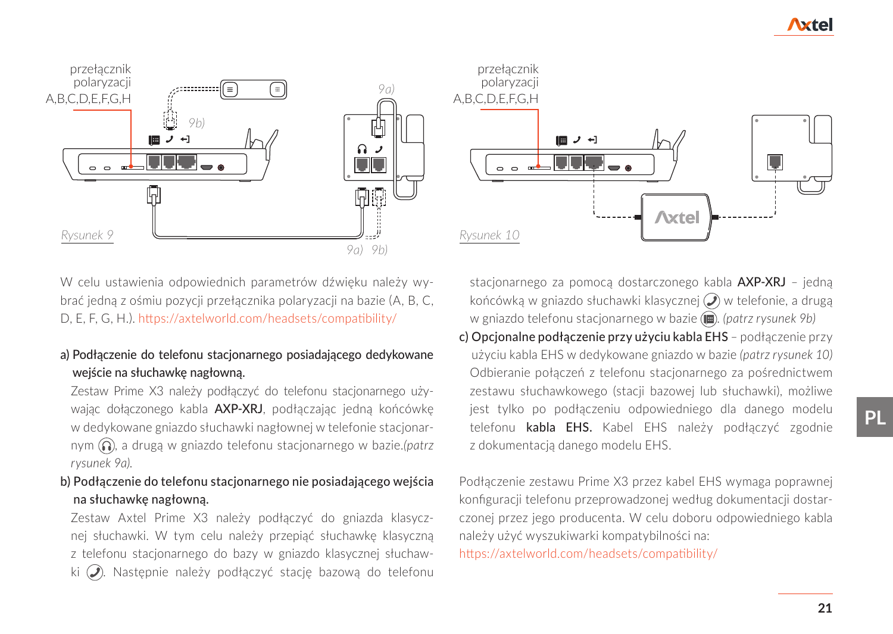przełącznik polaryzacji A,B,C,D,E,F,G,H

9a)

9b)

Rysunek 9

9a) 9b)

przełącznik polaryzacji A,B,C,D,E,F,G,H

Rysunek 10

W celu ustawienia odpowiednich parametrów dźwięku należy wybrać jedną z ośmiu pozycji przełącznika polaryzacji na bazie (A, B, C, D, E, F, G, H.). https://axtelworld.com/headsets/compatibility/

a) Podłączenie do telefonu stacjonarnego posiadającego dedykowane wejście na słuchawkę nagłowną.

Zestaw Prime X3 należy podłączyć do telefonu stacjonarnego używając dołączonego kabla **AXP-XRJ**, podłączając jedną końcówkę w dedykowane gniazdo słuchawki nagłownej w telefonie stacjonarnym, a drugą w gniazdo telefonu stacjonarnego w bazie.*(patrz rysunek 9a).*

b) Podłączenie do telefonu stacjonarnego nie posiadającego wejścia na słuchawkę nagłowną.

Zestaw Axtel Prime X3 należy podłączyć do gniazda klasycznej słuchawki. W tym celu należy przepiąć słuchawkę klasyczną z telefonu stacjonarnego do bazy w gniazdo klasycznej słuchawki. Następnie należy podłączyć stację bazową do telefonu stacjonarnego za pomocą dostarczonego kabla **AXP-XRJ** – jedną końcówką w gniazdo słuchawki klasycznej w telefonie, a drugą w gniazdo telefonu stacjonarnego w bazie. *(patrz rysunek 9b)*

c) Opcjonalne podłączenie przy użyciu kabla EHS – podłączenie przy użyciu kabla EHS w dedykowane gniazdo w bazie *(patrz rysunek 10)* Odbieranie połączeń z telefonu stacjonarnego za pośrednictwem zestawu słuchawkowego (stacji bazowej lub słuchawki), możliwe jest tylko po podłączeniu odpowiedniego dla danego modelu telefonu **kabla EHS.** Kabel EHS należy podłączyć zgodnie z dokumentacją danego modelu EHS.

Podłączenie zestawu Prime X3 przez kabel EHS wymaga poprawnej konfiguracji telefonu przeprowadzonej według dokumentacji dostarczonej przez jego producenta. W celu doboru odpowiedniego kabla należy użyć wyszukiwarki kompatybilności na:
https://axtelworld.com/headsets/compatibility/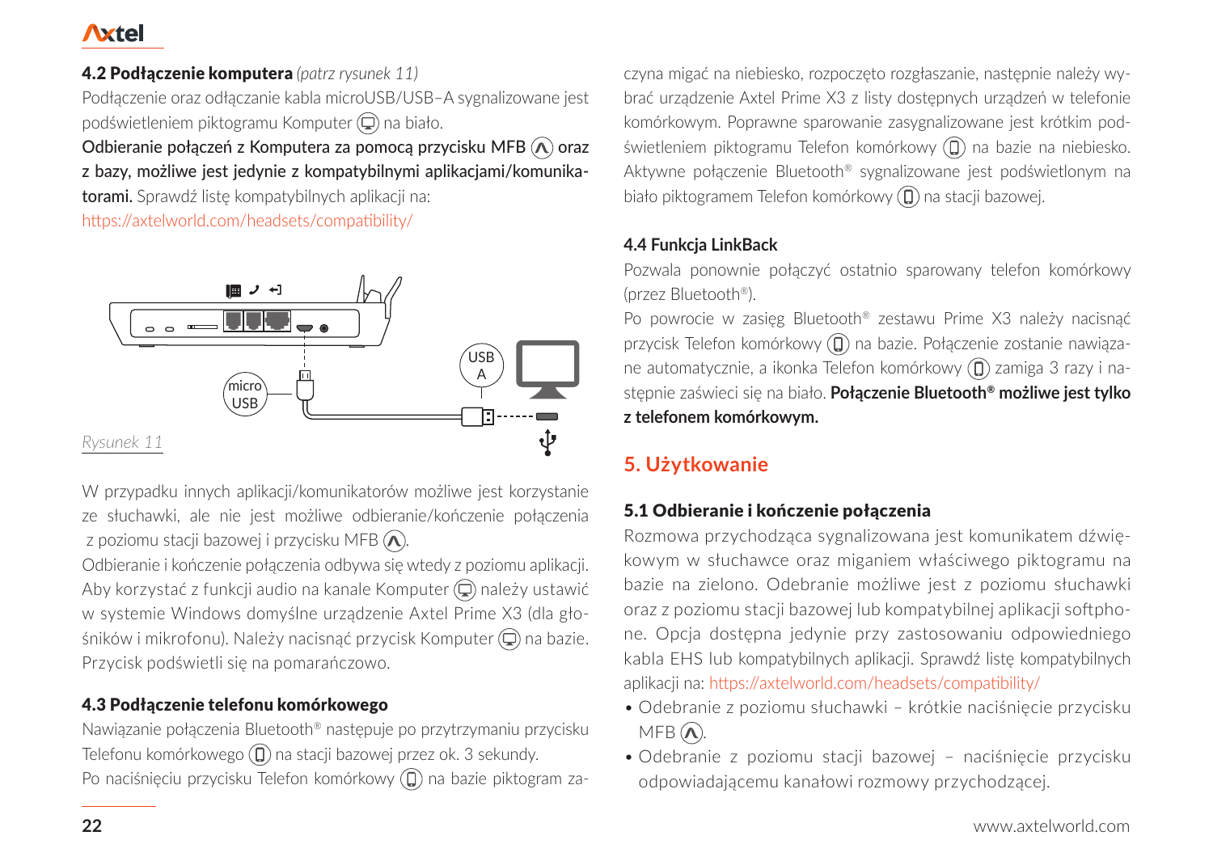### 4.2 Podłączenie komputera *(patrz rysunek 11)*

Podłączenie oraz odłączanie kabla microUSB/USB–A sygnalizowane jest podświetleniem piktogramu Komputer na biało.

Odbieranie połączeń z Komputera za pomocą przycisku MFB oraz z bazy, możliwe jest jedynie z kompatybilnymi aplikacjami/komunikatorami. Sprawdź listę kompatybilnych aplikacji na: https://axtelworld.com/headsets/compatibility/

micro USB

USB A

*Rysunek 11*

W przypadku innych aplikacji/komunikatorów możliwe jest korzystanie ze słuchawki, ale nie jest możliwe odbieranie/kończenie połączenia z poziomu stacji bazowej i przycisku MFB.

Odbieranie i kończenie połączenia odbywa się wtedy z poziomu aplikacji. Aby korzystać z funkcji audio na kanale Komputer należy ustawić w systemie Windows domyślne urządzenie Axtel Prime X3 (dla głośników i mikrofonu). Należy nacisnąć przycisk Komputer na bazie. Przycisk podświetli się na pomarańczowo.

### 4.3 Podłączenie telefonu komórkowego

Nawiązanie połączenia Bluetooth® następuje po przytrzymaniu przycisku Telefonu komórkowego na stacji bazowej przez ok. 3 sekundy. Po naciśnięciu przycisku Telefon komórkowy na bazie piktogram zaczyna migać na niebiesko, rozpoczęto rozgłaszanie, następnie należy wybrać urządzenie Axtel Prime X3 z listy dostępnych urządzeń w telefonie komórkowym. Poprawne sparowanie zasygnalizowane jest krótkim podświetleniem piktogramu Telefon komórkowy na bazie na niebiesko. Aktywne połączenie Bluetooth® sygnalizowane jest podświetlonym na biało piktogramem Telefon komórkowy na stacji bazowej.

### 4.4 Funkcja LinkBack

Pozwala ponownie połączyć ostatnio sparowany telefon komórkowy (przez Bluetooth®).

Po powrocie w zasięg Bluetooth® zestawu Prime X3 należy nacisnąć przycisk Telefon komórkowy na bazie. Połączenie zostanie nawiązane automatycznie, a ikonka Telefon komórkowy zamiga 3 razy i następnie zaświeci się na biało. **Połączenie Bluetooth® możliwe jest tylko z telefonem komórkowym.**

## 5. Użytkowanie

### 5.1 Odbieranie i kończenie połączenia

Rozmowa przychodząca sygnalizowana jest komunikatem dźwiękowym w słuchawce oraz miganiem właściwego piktogramu na bazie na zielono. Odebranie możliwe jest z poziomu słuchawki oraz z poziomu stacji bazowej lub kompatybilnej aplikacji softphone. Opcja dostępna jedynie przy zastosowaniu odpowiedniego kabla EHS lub kompatybilnych aplikacji. Sprawdź listę kompatybilnych aplikacji na: https://axtelworld.com/headsets/compatibility/

- Odebranie z poziomu słuchawki – krótkie naciśnięcie przycisku MFB.
- Odebranie z poziomu stacji bazowej – naciśnięcie przycisku odpowiadającemu kanałowi rozmowy przychodzącej.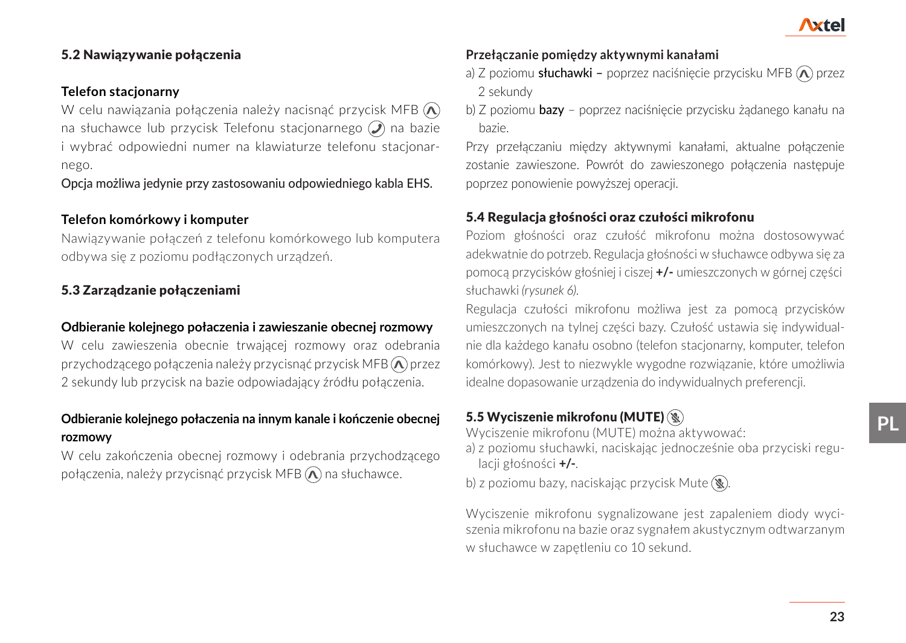## 5.2 Nawiązywanie połączenia

### Telefon stacjonarny

W celu nawiązania połączenia należy nacisnąć przycisk MFB na słuchawce lub przycisk Telefonu stacjonarnego na bazie i wybrać odpowiedni numer na klawiaturze telefonu stacjonarnego.

**Opcja możliwa jedynie przy zastosowaniu odpowiedniego kabla EHS.**

### Telefon komórkowy i komputer

Nawiązywanie połączeń z telefonu komórkowego lub komputera odbywa się z poziomu podłączonych urządzeń.

## 5.3 Zarządzanie połączeniami

### Odbieranie kolejnego połaczenia i zawieszanie obecnej rozmowy

W celu zawieszenia obecnie trwającej rozmowy oraz odebrania przychodzącego połączenia należy przycisnąć przycisk MFB przez 2 sekundy lub przycisk na bazie odpowiadający źródłu połączenia.

### Odbieranie kolejnego połaczenia na innym kanale i kończenie obecnej rozmowy

W celu zakończenia obecnej rozmowy i odebrania przychodzącego połączenia, należy przycisnąć przycisk MFB na słuchawce.

### Przełączanie pomiędzy aktywnymi kanałami

a) Z poziomu **słuchawki –** poprzez naciśnięcie przycisku MFB przez 2 sekundy

b) Z poziomu **bazy** – poprzez naciśnięcie przycisku żądanego kanału na bazie.

Przy przełączaniu między aktywnymi kanałami, aktualne połączenie zostanie zawieszone. Powrót do zawieszonego połączenia następuje poprzez ponowienie powyższej operacji.

## 5.4 Regulacja głośności oraz czułości mikrofonu

Poziom głośności oraz czułość mikrofonu można dostosowywać adekwatnie do potrzeb. Regulacja głośności w słuchawce odbywa się za pomocą przycisków głośniej i ciszej **+/-** umieszczonych w górnej części słuchawki *(rysunek 6).*

Regulacja czułości mikrofonu możliwa jest za pomocą przycisków umieszczonych na tylnej części bazy. Czułość ustawia się indywidualnie dla każdego kanału osobno (telefon stacjonarny, komputer, telefon komórkowy). Jest to niezwykle wygodne rozwiązanie, które umożliwia idealne dopasowanie urządzenia do indywidualnych preferencji.

## 5.5 Wyciszenie mikrofonu (MUTE)

Wyciszenie mikrofonu (MUTE) można aktywować:

a) z poziomu słuchawki, naciskając jednocześnie oba przyciski regulacji głośności **+/-**.

b) z poziomu bazy, naciskając przycisk Mute .

Wyciszenie mikrofonu sygnalizowane jest zapaleniem diody wyciszenia mikrofonu na bazie oraz sygnałem akustycznym odtwarzanym w słuchawce w zapętleniu co 10 sekund.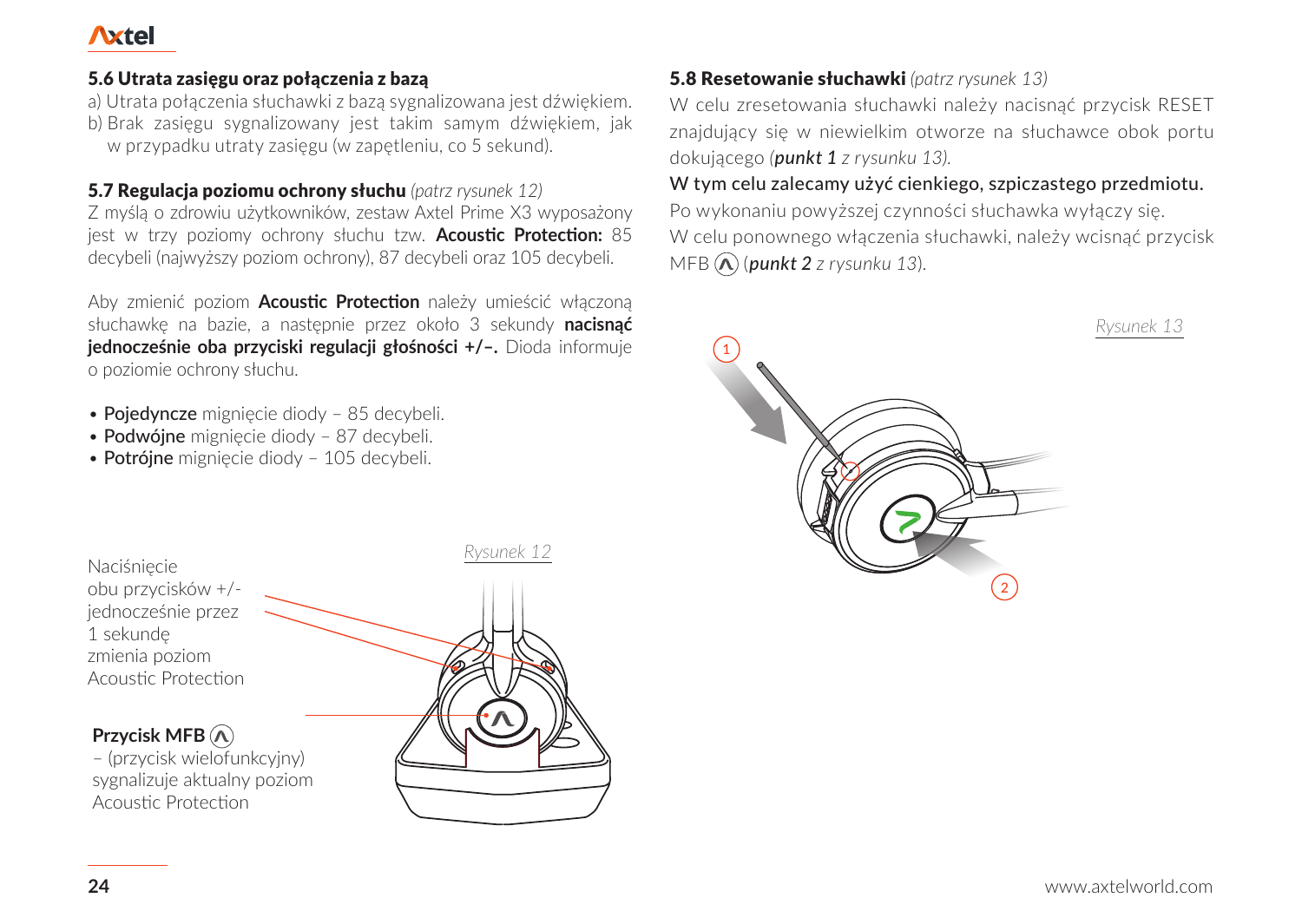## 5.6 Utrata zasięgu oraz połączenia z bazą

a) Utrata połączenia słuchawki z bazą sygnalizowana jest dźwiękiem.
b) Brak zasięgu sygnalizowany jest takim samym dźwiękiem, jak w przypadku utraty zasięgu (w zapętleniu, co 5 sekund).

## 5.7 Regulacja poziomu ochrony słuchu *(patrz rysunek 12)*

Z myślą o zdrowiu użytkowników, zestaw Axtel Prime X3 wyposażony jest w trzy poziomy ochrony słuchu tzw. **Acoustic Protection:** 85 decybeli (najwyższy poziom ochrony), 87 decybeli oraz 105 decybeli.

Aby zmienić poziom **Acoustic Protection** należy umieścić włączoną słuchawkę na bazie, a następnie przez około 3 sekundy **nacisnąć jednocześnie oba przyciski regulacji głośności +/–.** Dioda informuje o poziomie ochrony słuchu.

- **Pojedyncze** mignięcie diody – 85 decybeli.
- **Podwójne** mignięcie diody – 87 decybeli.
- **Potrójne** mignięcie diody – 105 decybeli.

Naciśnięcie obu przycisków +/- jednocześnie przez 1 sekundę zmienia poziom Acoustic Protection

**Przycisk MFB** – (przycisk wielofunkcyjny) sygnalizuje aktualny poziom Acoustic Protection

*Rysunek 12*

## 5.8 Resetowanie słuchawki *(patrz rysunek 13)*

W celu zresetowania słuchawki należy nacisnąć przycisk RESET znajdujący się w niewielkim otworze na słuchawce obok portu dokującego *(**punkt 1** z rysunku 13).*

W tym celu zalecamy użyć cienkiego, szpiczastego przedmiotu.

Po wykonaniu powyższej czynności słuchawka wyłączy się.

W celu ponownego włączenia słuchawki, należy wcisnąć przycisk MFB (*__punkt 2__ z rysunku 13*).

*Rysunek 13*

1

2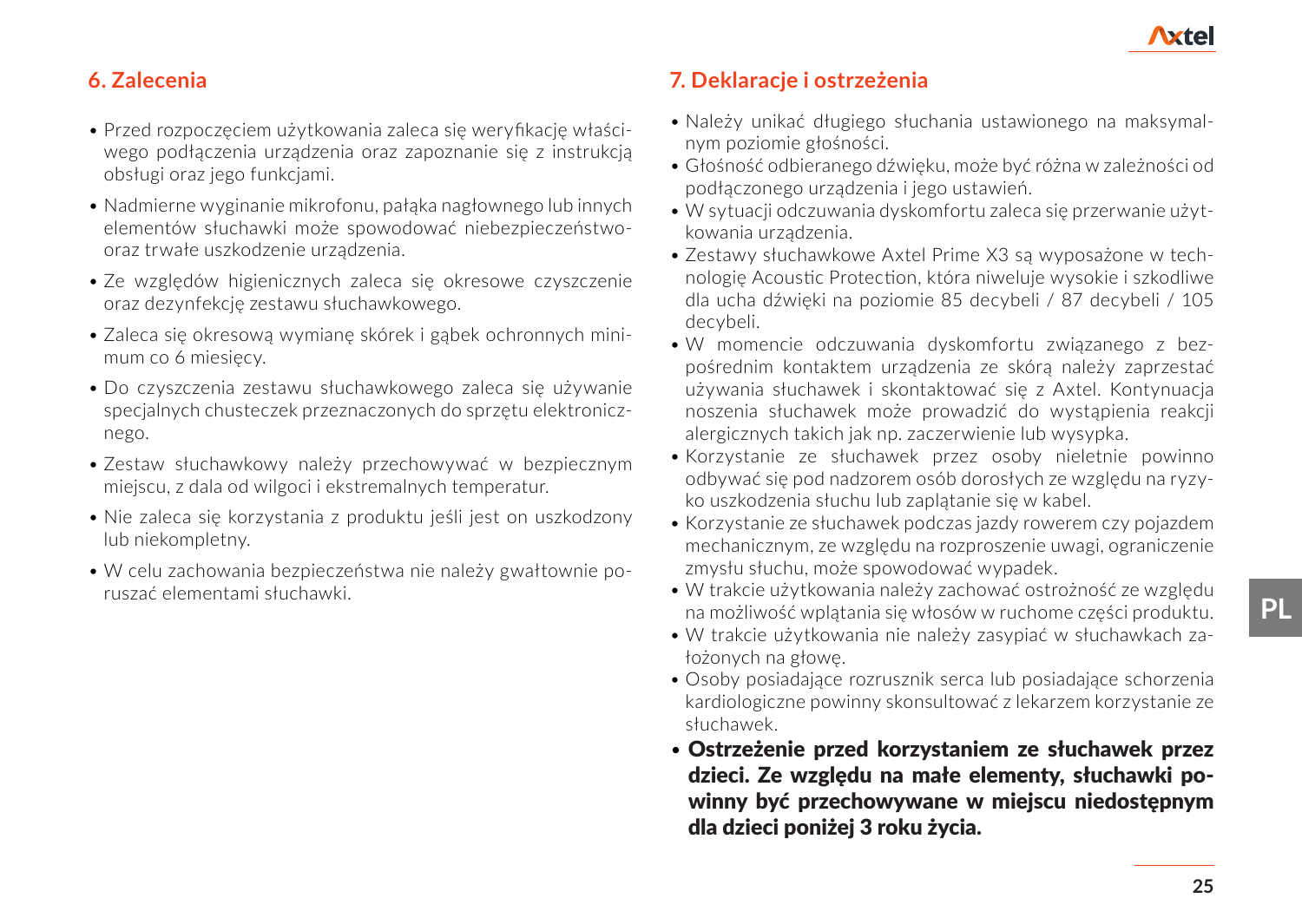## 6. Zalecenia

- Przed rozpoczęciem użytkowania zaleca się weryfikację właściwego podłączenia urządzenia oraz zapoznanie się z instrukcją obsługi oraz jego funkcjami.
- Nadmierne wyginanie mikrofonu, pałąka nagłownego lub innych elementów słuchawki może spowodować niebezpieczeństwooraz trwałe uszkodzenie urządzenia.
- Ze względów higienicznych zaleca się okresowe czyszczenie oraz dezynfekcję zestawu słuchawkowego.
- Zaleca się okresową wymianę skórek i gąbek ochronnych minimum co 6 miesięcy.
- Do czyszczenia zestawu słuchawkowego zaleca się używanie specjalnych chusteczek przeznaczonych do sprzętu elektronicznego.
- Zestaw słuchawkowy należy przechowywać w bezpiecznym miejscu, z dala od wilgoci i ekstremalnych temperatur.
- Nie zaleca się korzystania z produktu jeśli jest on uszkodzony lub niekompletny.
- W celu zachowania bezpieczeństwa nie należy gwałtownie poruszać elementami słuchawki.

## 7. Deklaracje i ostrzeżenia

- Należy unikać długiego słuchania ustawionego na maksymalnym poziomie głośności.
- Głośność odbieranego dźwięku, może być różna w zależności od podłączonego urządzenia i jego ustawień.
- W sytuacji odczuwania dyskomfortu zaleca się przerwanie użytkowania urządzenia.
- Zestawy słuchawkowe Axtel Prime X3 są wyposażone w technologię Acoustic Protection, która niweluje wysokie i szkodliwe dla ucha dźwięki na poziomie 85 decybeli / 87 decybeli / 105 decybeli.
- W momencie odczuwania dyskomfortu związanego z bezpośrednim kontaktem urządzenia ze skórą należy zaprzestać używania słuchawek i skontaktować się z Axtel. Kontynuacja noszenia słuchawek może prowadzić do wystąpienia reakcji alergicznych takich jak np. zaczerwienie lub wysypka.
- Korzystanie ze słuchawek przez osoby nieletnie powinno odbywać się pod nadzorem osób dorosłych ze względu na ryzyko uszkodzenia słuchu lub zaplątanie się w kabel.
- Korzystanie ze słuchawek podczas jazdy rowerem czy pojazdem mechanicznym, ze względu na rozproszenie uwagi, ograniczenie zmysłu słuchu, może spowodować wypadek.
- W trakcie użytkowania należy zachować ostrożność ze względu na możliwość wplątania się włosów w ruchome części produktu.
- W trakcie użytkowania nie należy zasypiać w słuchawkach założonych na głowę.
- Osoby posiadające rozrusznik serca lub posiadające schorzenia kardiologiczne powinny skonsultować z lekarzem korzystanie ze słuchawek.
- **Ostrzeżenie przed korzystaniem ze słuchawek przez dzieci. Ze względu na małe elementy, słuchawki powinny być przechowywane w miejscu niedostępnym dla dzieci poniżej 3 roku życia.**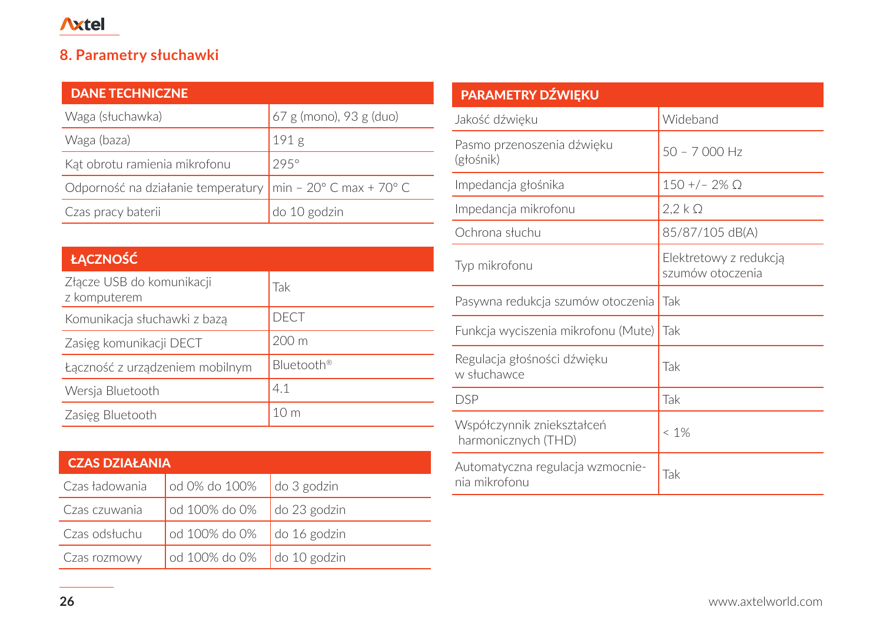## 8. Parametry słuchawki

| DANE TECHNICZNE | |
|---|---|
| Waga (słuchawka) | 67 g (mono), 93 g (duo) |
| Waga (baza) | 191 g |
| Kąt obrotu ramienia mikrofonu | 295° |
| Odporność na działanie temperatury | min – 20° C max + 70° C |
| Czas pracy baterii | do 10 godzin |

| ŁĄCZNOŚĆ | |
|---|---|
| Złącze USB do komunikacji z komputerem | Tak |
| Komunikacja słuchawki z bazą | DECT |
| Zasięg komunikacji DECT | 200 m |
| Łączność z urządzeniem mobilnym | Bluetooth® |
| Wersja Bluetooth | 4.1 |
| Zasięg Bluetooth | 10 m |

| CZAS DZIAŁANIA | | |
|---|---|---|
| Czas ładowania | od 0% do 100% | do 3 godzin |
| Czas czuwania | od 100% do 0% | do 23 godzin |
| Czas odsłuchu | od 100% do 0% | do 16 godzin |
| Czas rozmowy | od 100% do 0% | do 10 godzin |

| PARAMETRY DŹWIĘKU | |
|---|---|
| Jakość dźwięku | Wideband |
| Pasmo przenoszenia dźwięku (głośnik) | 50 – 7 000 Hz |
| Impedancja głośnika | 150 +/– 2% Ω |
| Impedancja mikrofonu | 2,2 k Ω |
| Ochrona słuchu | 85/87/105 dB(A) |
| Typ mikrofonu | Elektretowy z redukcją szumów otoczenia |
| Pasywna redukcja szumów otoczenia | Tak |
| Funkcja wyciszenia mikrofonu (Mute) | Tak |
| Regulacja głośności dźwięku w słuchawce | Tak |
| DSP | Tak |
| Współczynnik zniekształceń harmonicznych (THD) | < 1% |
| Automatyczna regulacja wzmocnienia mikrofonu | Tak |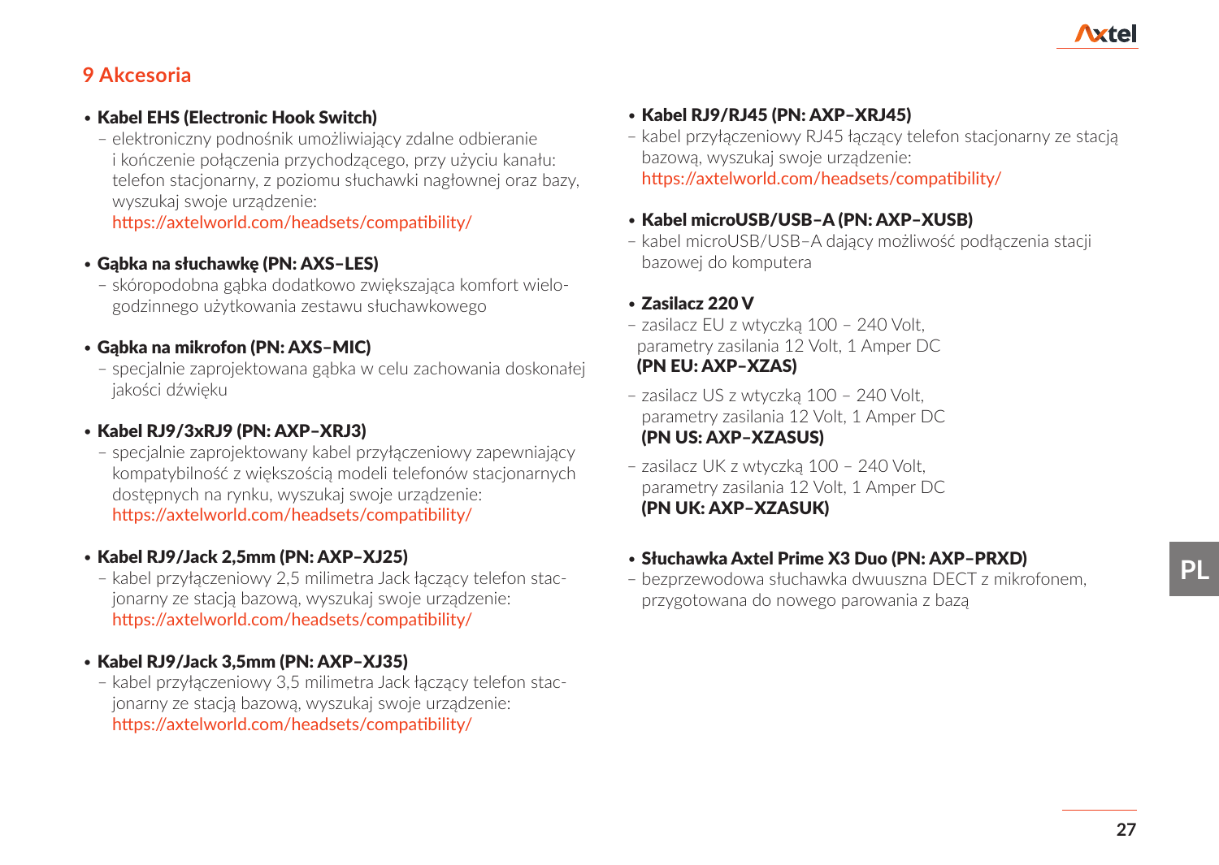## 9 Akcesoria

- **Kabel EHS (Electronic Hook Switch)**
  – elektroniczny podnośnik umożliwiający zdalne odbieranie i kończenie połączenia przychodzącego, przy użyciu kanału: telefon stacjonarny, z poziomu słuchawki nagłownej oraz bazy, wyszukaj swoje urządzenie:
  https://axtelworld.com/headsets/compatibility/

- **Gąbka na słuchawkę (PN: AXS–LES)**
  – skóropodobna gąbka dodatkowo zwiększająca komfort wielogodzinnego użytkowania zestawu słuchawkowego

- **Gąbka na mikrofon (PN: AXS–MIC)**
  – specjalnie zaprojektowana gąbka w celu zachowania doskonałej jakości dźwięku

- **Kabel RJ9/3xRJ9 (PN: AXP–XRJ3)**
  – specjalnie zaprojektowany kabel przyłączeniowy zapewniający kompatybilność z większością modeli telefonów stacjonarnych dostępnych na rynku, wyszukaj swoje urządzenie:
  https://axtelworld.com/headsets/compatibility/

- **Kabel RJ9/Jack 2,5mm (PN: AXP–XJ25)**
  – kabel przyłączeniowy 2,5 milimetra Jack łączący telefon stacjonarny ze stacją bazową, wyszukaj swoje urządzenie:
  https://axtelworld.com/headsets/compatibility/

- **Kabel RJ9/Jack 3,5mm (PN: AXP–XJ35)**
  – kabel przyłączeniowy 3,5 milimetra Jack łączący telefon stacjonarny ze stacją bazową, wyszukaj swoje urządzenie:
  https://axtelworld.com/headsets/compatibility/

- **Kabel RJ9/RJ45 (PN: AXP–XRJ45)**
  – kabel przyłączeniowy RJ45 łączący telefon stacjonarny ze stacją bazową, wyszukaj swoje urządzenie:
  https://axtelworld.com/headsets/compatibility/

- **Kabel microUSB/USB–A (PN: AXP–XUSB)**
  – kabel microUSB/USB–A dający możliwość podłączenia stacji bazowej do komputera

- **Zasilacz 220 V**
  – zasilacz EU z wtyczką 100 – 240 Volt, parametry zasilania 12 Volt, 1 Amper DC
  **(PN EU: AXP–XZAS)**
  – zasilacz US z wtyczką 100 – 240 Volt, parametry zasilania 12 Volt, 1 Amper DC
  **(PN US: AXP–XZASUS)**
  – zasilacz UK z wtyczką 100 – 240 Volt, parametry zasilania 12 Volt, 1 Amper DC
  **(PN UK: AXP–XZASUK)**

- **Słuchawka Axtel Prime X3 Duo (PN: AXP–PRXD)**
  – bezprzewodowa słuchawka dwuuszna DECT z mikrofonem, przygotowana do nowego parowania z bazą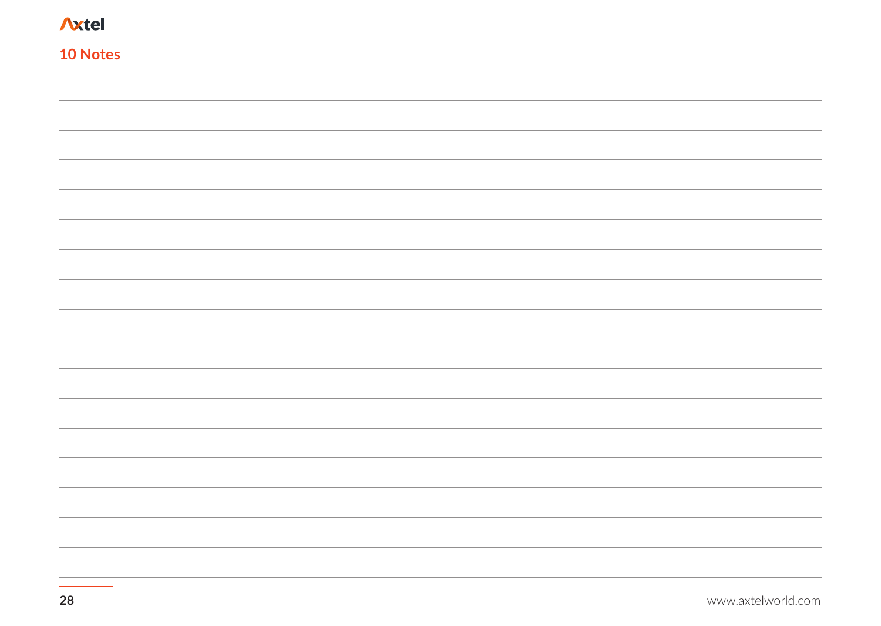## 10 Notes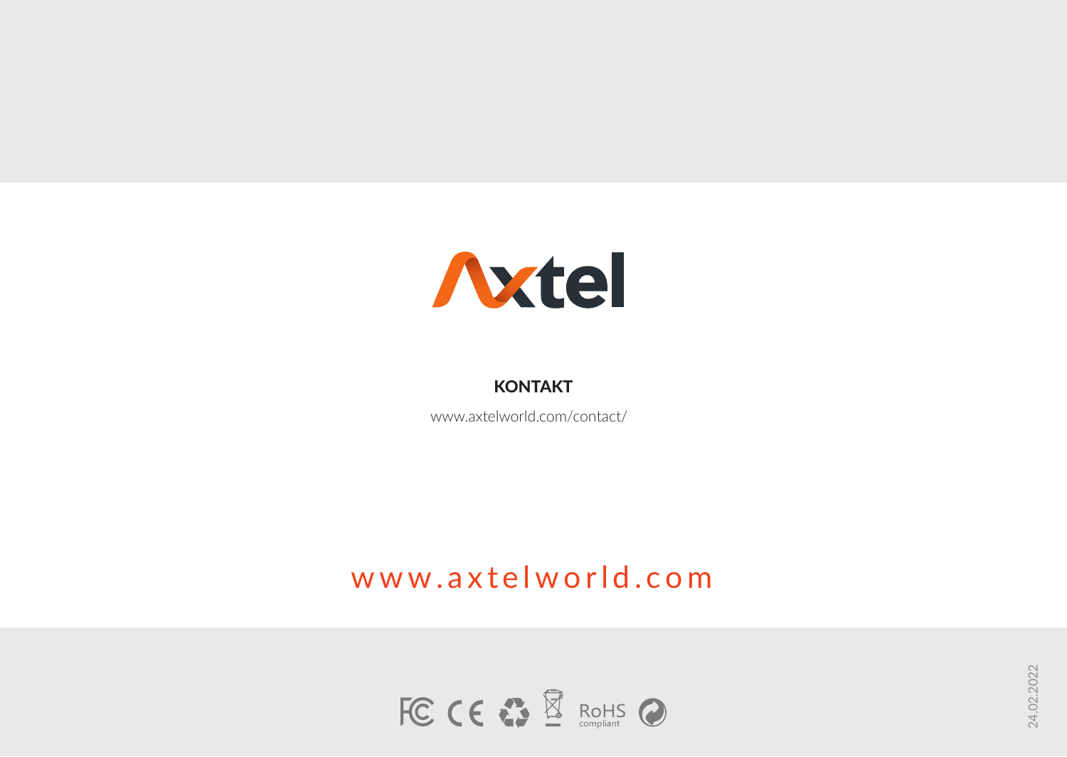Axtel

**KONTAKT**

www.axtelworld.com/contact/

www.axtelworld.com

RoHS compliant

24.02.2022